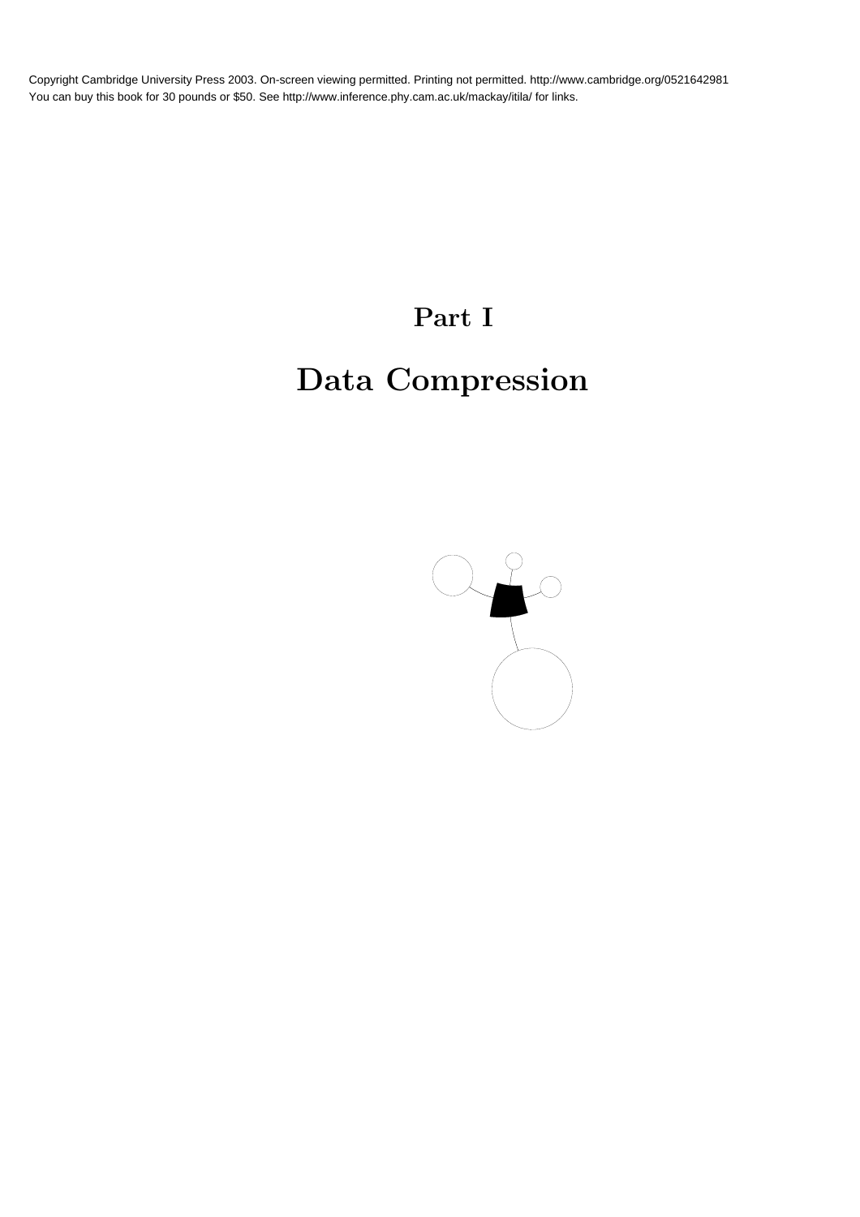# Part I

# Data Compression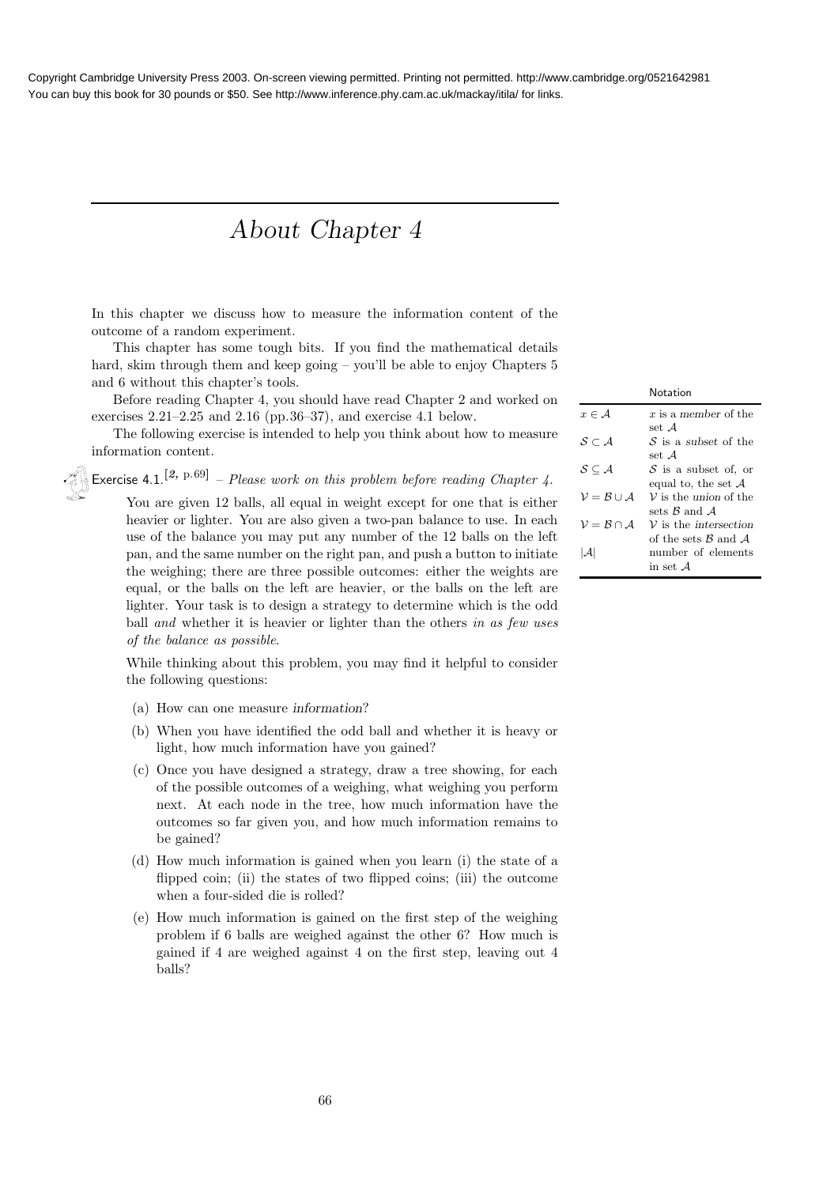# About Chapter 4

In this chapter we discuss how to measure the information content of the outcome of a random experiment.

This chapter has some tough bits. If you find the mathematical details hard, skim through them and keep going – you'll be able to enjoy Chapters 5 and 6 without this chapter's tools.

Before reading Chapter 4, you should have read Chapter 2 and worked on exercises 2.21–2.25 and 2.16 (pp.36–37), and exercise 4.1 below.

The following exercise is intended to help you think about how to measure information content.

Notation

| | |
|---|---|
| $x \in \mathcal{A}$ | $x$ is a *member* of the set $\mathcal{A}$ |
| $\mathcal{S} \subset \mathcal{A}$ | $\mathcal{S}$ is a *subset* of the set $\mathcal{A}$ |
| $\mathcal{S} \subseteq \mathcal{A}$ | $\mathcal{S}$ is a subset of, or equal to, the set $\mathcal{A}$ |
| $\mathcal{V} = \mathcal{B} \cup \mathcal{A}$ | $\mathcal{V}$ is the *union* of the sets $\mathcal{B}$ and $\mathcal{A}$ |
| $\mathcal{V} = \mathcal{B} \cap \mathcal{A}$ | $\mathcal{V}$ is the *intersection* of the sets $\mathcal{B}$ and $\mathcal{A}$ |
| $\lvert\mathcal{A}\rvert$ | number of elements in set $\mathcal{A}$ |

Exercise 4.1.[2, p.69] – *Please work on this problem before reading Chapter 4.*

You are given 12 balls, all equal in weight except for one that is either heavier or lighter. You are also given a two-pan balance to use. In each use of the balance you may put any number of the 12 balls on the left pan, and the same number on the right pan, and push a button to initiate the weighing; there are three possible outcomes: either the weights are equal, or the balls on the left are heavier, or the balls on the left are lighter. Your task is to design a strategy to determine which is the odd ball *and* whether it is heavier or lighter than the others *in as few uses of the balance as possible*.

While thinking about this problem, you may find it helpful to consider the following questions:

(a) How can one measure *information*?

(b) When you have identified the odd ball and whether it is heavy or light, how much information have you gained?

(c) Once you have designed a strategy, draw a tree showing, for each of the possible outcomes of a weighing, what weighing you perform next. At each node in the tree, how much information have the outcomes so far given you, and how much information remains to be gained?

(d) How much information is gained when you learn (i) the state of a flipped coin; (ii) the states of two flipped coins; (iii) the outcome when a four-sided die is rolled?

(e) How much information is gained on the first step of the weighing problem if 6 balls are weighed against the other 6? How much is gained if 4 are weighed against 4 on the first step, leaving out 4 balls?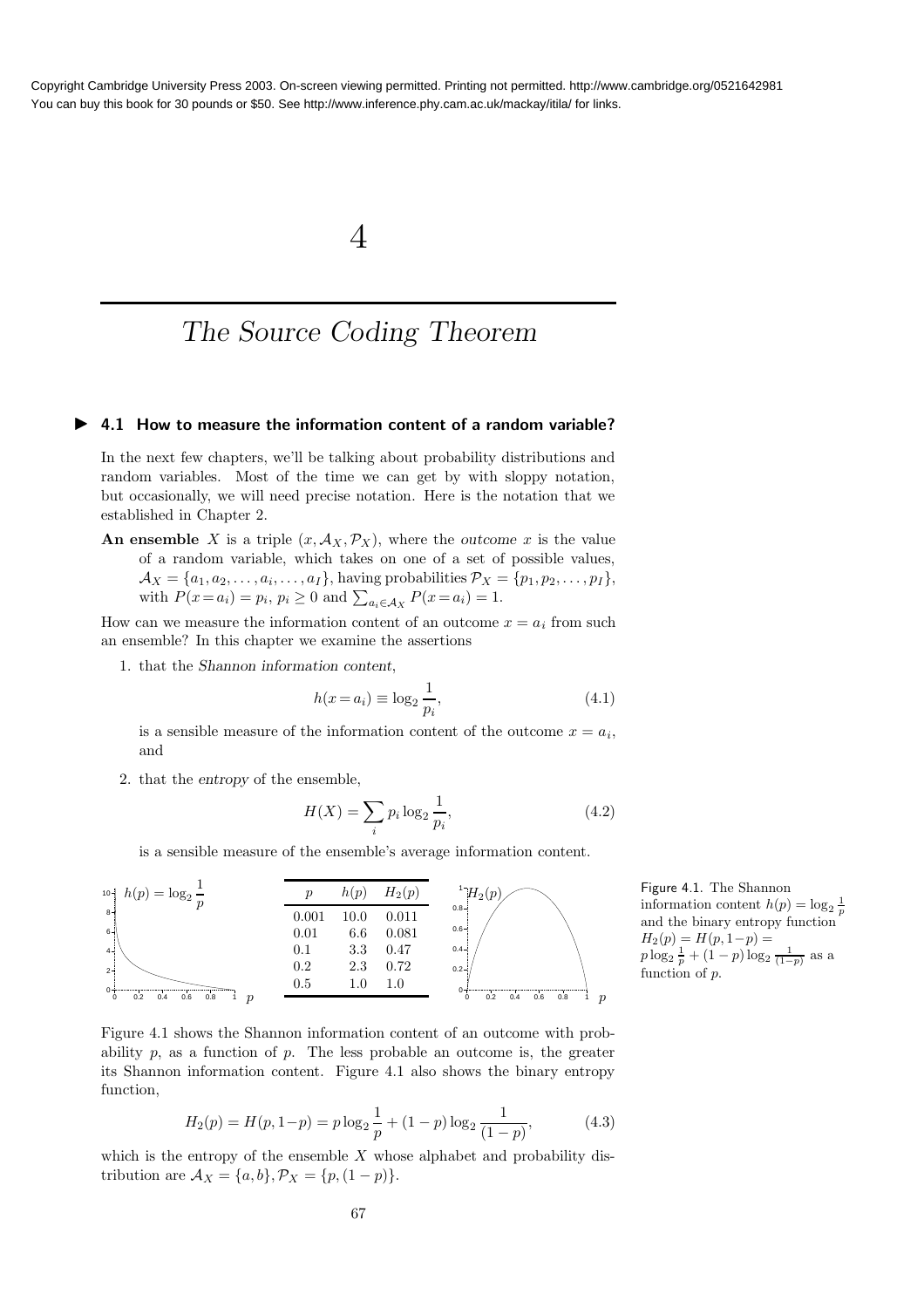# 4

## The Source Coding Theorem

### 4.1 How to measure the information content of a random variable?

In the next few chapters, we'll be talking about probability distributions and random variables. Most of the time we can get by with sloppy notation, but occasionally, we will need precise notation. Here is the notation that we established in Chapter 2.

**An ensemble** $X$ is a triple $(x, \mathcal{A}_X, \mathcal{P}_X)$, where the *outcome* $x$ is the value of a random variable, which takes on one of a set of possible values, $\mathcal{A}_X = \{a_1, a_2, \ldots, a_i, \ldots, a_I\}$, having probabilities $\mathcal{P}_X = \{p_1, p_2, \ldots, p_I\}$, with $P(x = a_i) = p_i$, $p_i \geq 0$ and $\sum_{a_i \in \mathcal{A}_X} P(x = a_i) = 1$.

How can we measure the information content of an outcome $x = a_i$ from such an ensemble? In this chapter we examine the assertions

1. that the *Shannon information content*,

$$h(x = a_i) \equiv \log_2 \frac{1}{p_i}, \tag{4.1}$$

is a sensible measure of the information content of the outcome $x = a_i$, and

2. that the *entropy* of the ensemble,

$$H(X) = \sum_i p_i \log_2 \frac{1}{p_i}, \tag{4.2}$$

is a sensible measure of the ensemble's average information content.

| $p$ | $h(p)$ | $H_2(p)$ |
|---|---|---|
| 0.001 | 10.0 | 0.011 |
| 0.01 | 6.6 | 0.081 |
| 0.1 | 3.3 | 0.47 |
| 0.2 | 2.3 | 0.72 |
| 0.5 | 1.0 | 1.0 |

Figure 4.1. The Shannon information content $h(p) = \log_2 \frac{1}{p}$ and the binary entropy function $H_2(p) = H(p, 1-p) = p \log_2 \frac{1}{p} + (1-p) \log_2 \frac{1}{(1-p)}$ as a function of $p$.

Figure 4.1 shows the Shannon information content of an outcome with probability $p$, as a function of $p$. The less probable an outcome is, the greater its Shannon information content. Figure 4.1 also shows the binary entropy function,

$$H_2(p) = H(p, 1-p) = p \log_2 \frac{1}{p} + (1-p) \log_2 \frac{1}{(1-p)}, \tag{4.3}$$

which is the entropy of the ensemble $X$ whose alphabet and probability distribution are $\mathcal{A}_X = \{a, b\}, \mathcal{P}_X = \{p, (1-p)\}$.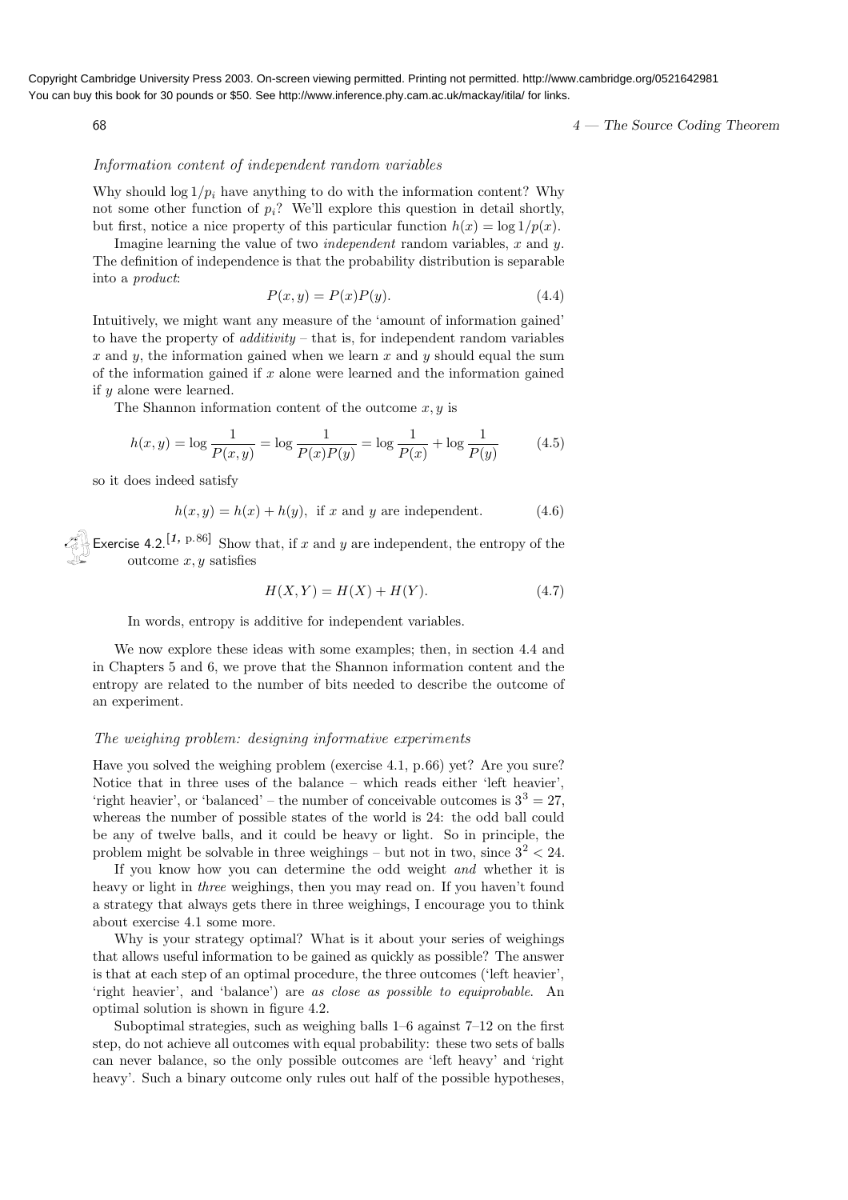*Information content of independent random variables*

Why should $\log 1/p_i$ have anything to do with the information content? Why not some other function of $p_i$? We'll explore this question in detail shortly, but first, notice a nice property of this particular function $h(x) = \log 1/p(x)$.

Imagine learning the value of two *independent* random variables, $x$ and $y$. The definition of independence is that the probability distribution is separable into a *product*:

$$P(x, y) = P(x)P(y). \tag{4.4}$$

Intuitively, we might want any measure of the 'amount of information gained' to have the property of *additivity* – that is, for independent random variables $x$ and $y$, the information gained when we learn $x$ and $y$ should equal the sum of the information gained if $x$ alone were learned and the information gained if $y$ alone were learned.

The Shannon information content of the outcome $x, y$ is

$$h(x, y) = \log \frac{1}{P(x, y)} = \log \frac{1}{P(x)P(y)} = \log \frac{1}{P(x)} + \log \frac{1}{P(y)} \tag{4.5}$$

so it does indeed satisfy

$$h(x, y) = h(x) + h(y), \text{ if } x \text{ and } y \text{ are independent.} \tag{4.6}$$

Exercise 4.2.[*1*, p.86] Show that, if $x$ and $y$ are independent, the entropy of the outcome $x, y$ satisfies

$$H(X, Y) = H(X) + H(Y). \tag{4.7}$$

In words, entropy is additive for independent variables.

We now explore these ideas with some examples; then, in section 4.4 and in Chapters 5 and 6, we prove that the Shannon information content and the entropy are related to the number of bits needed to describe the outcome of an experiment.

*The weighing problem: designing informative experiments*

Have you solved the weighing problem (exercise 4.1, p.66) yet? Are you sure? Notice that in three uses of the balance – which reads either 'left heavier', 'right heavier', or 'balanced' – the number of conceivable outcomes is $3^3 = 27$, whereas the number of possible states of the world is 24: the odd ball could be any of twelve balls, and it could be heavy or light. So in principle, the problem might be solvable in three weighings – but not in two, since $3^2 < 24$.

If you know how you can determine the odd weight *and* whether it is heavy or light in *three* weighings, then you may read on. If you haven't found a strategy that always gets there in three weighings, I encourage you to think about exercise 4.1 some more.

Why is your strategy optimal? What is it about your series of weighings that allows useful information to be gained as quickly as possible? The answer is that at each step of an optimal procedure, the three outcomes ('left heavier', 'right heavier', and 'balance') are *as close as possible to equiprobable*. An optimal solution is shown in figure 4.2.

Suboptimal strategies, such as weighing balls 1–6 against 7–12 on the first step, do not achieve all outcomes with equal probability: these two sets of balls can never balance, so the only possible outcomes are 'left heavy' and 'right heavy'. Such a binary outcome only rules out half of the possible hypotheses,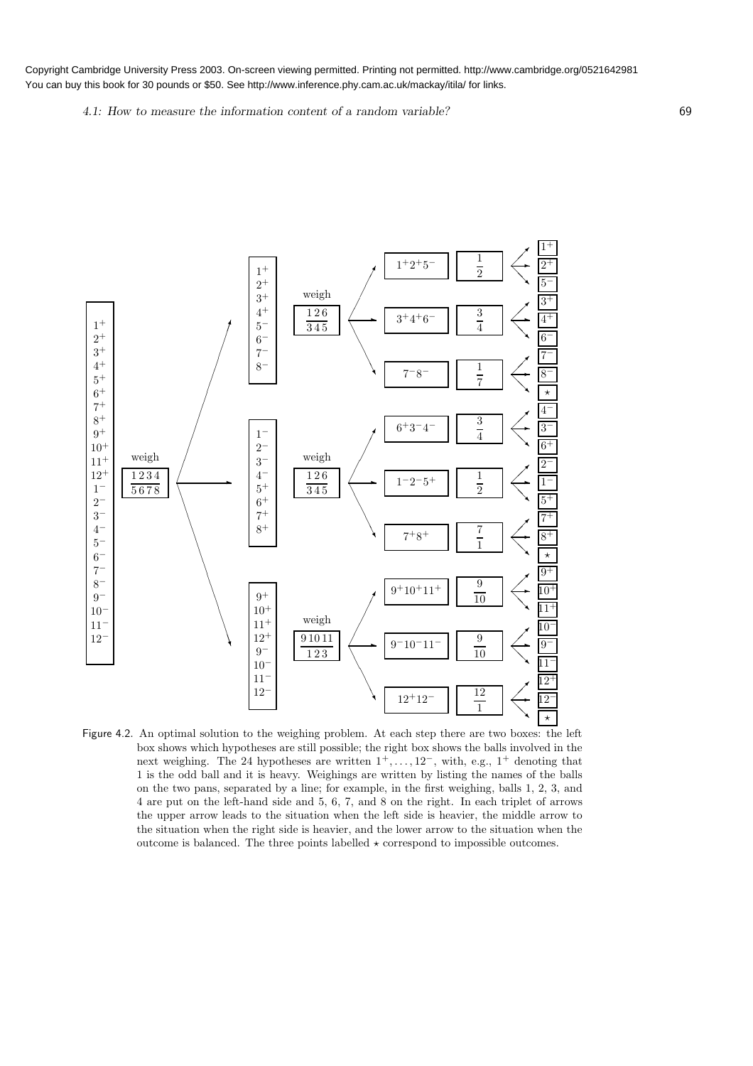Copyright Cambridge University Press 2003. On-screen viewing permitted. Printing not permitted. http://www.cambridge.org/0521642981
You can buy this book for 30 pounds or \$50. See http://www.inference.phy.cam.ac.uk/mackay/itila/ for links.

Figure 4.2. An optimal solution to the weighing problem. At each step there are two boxes: the left box shows which hypotheses are still possible; the right box shows the balls involved in the next weighing. The 24 hypotheses are written $1^+, \ldots, 12^-$, with, e.g., $1^+$ denoting that 1 is the odd ball and it is heavy. Weighings are written by listing the names of the balls on the two pans, separated by a line; for example, in the first weighing, balls 1, 2, 3, and 4 are put on the left-hand side and 5, 6, 7, and 8 on the right. In each triplet of arrows the upper arrow leads to the situation when the left side is heavier, the middle arrow to the situation when the right side is heavier, and the lower arrow to the situation when the outcome is balanced. The three points labelled $\star$ correspond to impossible outcomes.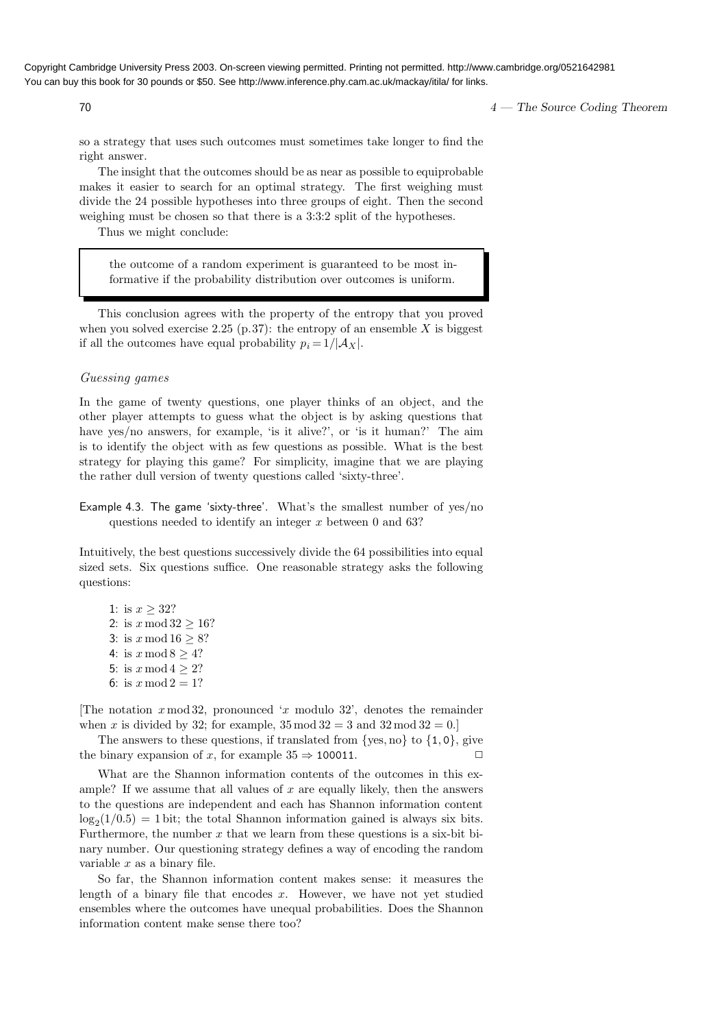so a strategy that uses such outcomes must sometimes take longer to find the right answer.

The insight that the outcomes should be as near as possible to equiprobable makes it easier to search for an optimal strategy. The first weighing must divide the 24 possible hypotheses into three groups of eight. Then the second weighing must be chosen so that there is a 3:3:2 split of the hypotheses.

Thus we might conclude:

> the outcome of a random experiment is guaranteed to be most informative if the probability distribution over outcomes is uniform.

This conclusion agrees with the property of the entropy that you proved when you solved exercise 2.25 (p.37): the entropy of an ensemble $X$ is biggest if all the outcomes have equal probability $p_i = 1/|\mathcal{A}_X|$.

### *Guessing games*

In the game of twenty questions, one player thinks of an object, and the other player attempts to guess what the object is by asking questions that have yes/no answers, for example, 'is it alive?', or 'is it human?' The aim is to identify the object with as few questions as possible. What is the best strategy for playing this game? For simplicity, imagine that we are playing the rather dull version of twenty questions called 'sixty-three'.

Example 4.3. The game 'sixty-three'. What's the smallest number of yes/no questions needed to identify an integer $x$ between 0 and 63?

Intuitively, the best questions successively divide the 64 possibilities into equal sized sets. Six questions suffice. One reasonable strategy asks the following questions:

1: is $x \geq 32$?
2: is $x \bmod 32 \geq 16$?
3: is $x \bmod 16 \geq 8$?
4: is $x \bmod 8 \geq 4$?
5: is $x \bmod 4 \geq 2$?
6: is $x \bmod 2 = 1$?

[The notation $x \bmod 32$, pronounced '$x$ modulo 32', denotes the remainder when $x$ is divided by 32; for example, $35 \bmod 32 = 3$ and $32 \bmod 32 = 0$.]

The answers to these questions, if translated from {yes, no} to {1, 0}, give the binary expansion of $x$, for example $35 \Rightarrow$ 100011. □

What are the Shannon information contents of the outcomes in this example? If we assume that all values of $x$ are equally likely, then the answers to the questions are independent and each has Shannon information content $\log_2(1/0.5) = 1$ bit; the total Shannon information gained is always six bits. Furthermore, the number $x$ that we learn from these questions is a six-bit binary number. Our questioning strategy defines a way of encoding the random variable $x$ as a binary file.

So far, the Shannon information content makes sense: it measures the length of a binary file that encodes $x$. However, we have not yet studied ensembles where the outcomes have unequal probabilities. Does the Shannon information content make sense there too?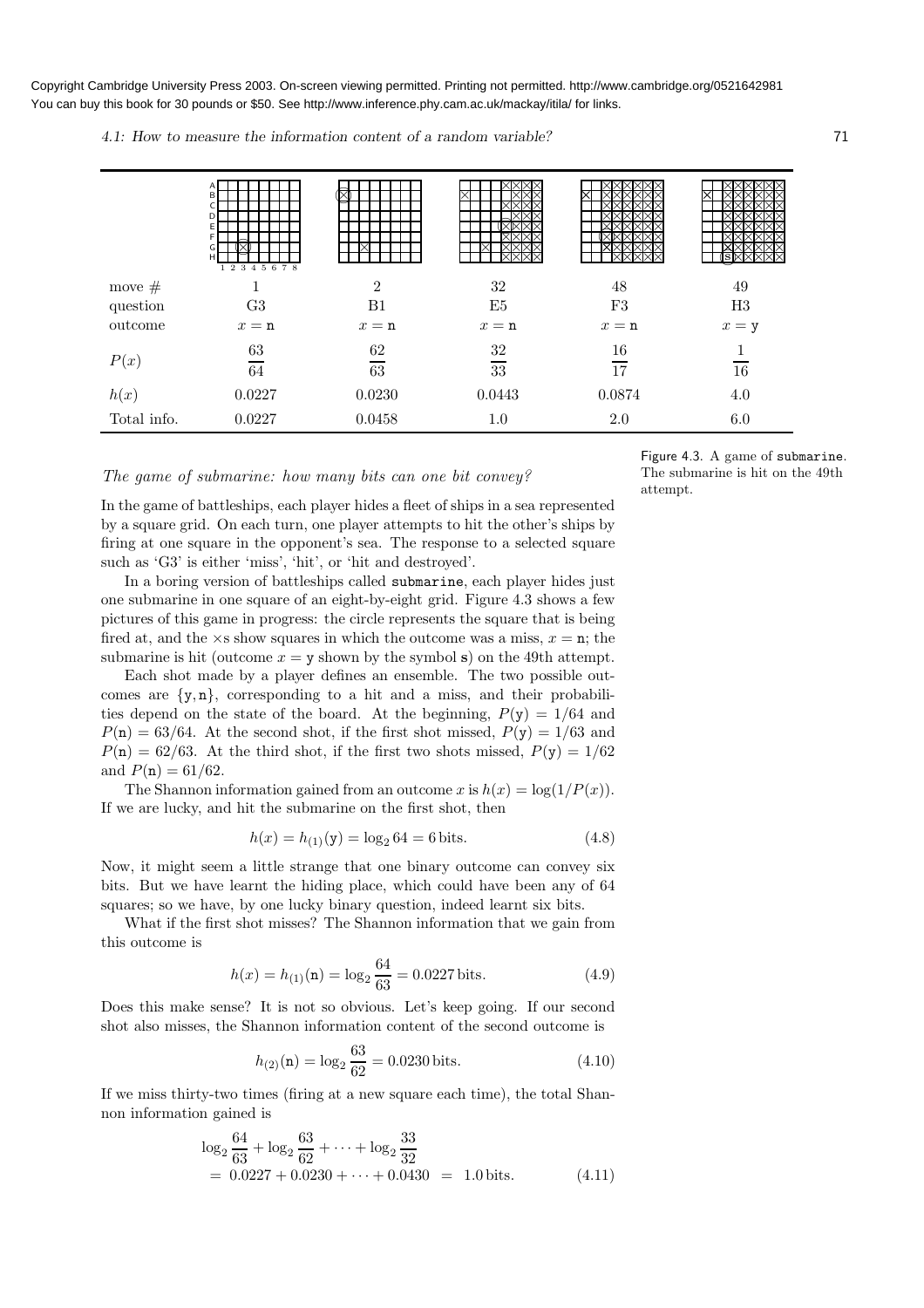Copyright Cambridge University Press 2003. On-screen viewing permitted. Printing not permitted. http://www.cambridge.org/0521642981
You can buy this book for 30 pounds or $50. See http://www.inference.phy.cam.ac.uk/mackay/itila/ for links.

| | | | | | |
|---|---|---|---|---|---|
| move # | 1 | 2 | 32 | 48 | 49 |
| question | G3 | B1 | E5 | F3 | H3 |
| outcome | $x = \mathtt{n}$ | $x = \mathtt{n}$ | $x = \mathtt{n}$ | $x = \mathtt{n}$ | $x = \mathtt{y}$ |
| $P(x)$ | $\frac{63}{64}$ | $\frac{62}{63}$ | $\frac{32}{33}$ | $\frac{16}{17}$ | $\frac{1}{16}$ |
| $h(x)$ | 0.0227 | 0.0230 | 0.0443 | 0.0874 | 4.0 |
| Total info. | 0.0227 | 0.0458 | 1.0 | 2.0 | 6.0 |

Figure 4.3. A game of submarine. The submarine is hit on the 49th attempt.

### *The game of submarine: how many bits can one bit convey?*

In the game of battleships, each player hides a fleet of ships in a sea represented by a square grid. On each turn, one player attempts to hit the other's ships by firing at one square in the opponent's sea. The response to a selected square such as 'G3' is either 'miss', 'hit', or 'hit and destroyed'.

In a boring version of battleships called submarine, each player hides just one submarine in one square of an eight-by-eight grid. Figure 4.3 shows a few pictures of this game in progress: the circle represents the square that is being fired at, and the $\times$s show squares in which the outcome was a miss, $x = \mathtt{n}$; the submarine is hit (outcome $x = \mathtt{y}$ shown by the symbol s) on the 49th attempt.

Each shot made by a player defines an ensemble. The two possible outcomes are $\{\mathtt{y}, \mathtt{n}\}$, corresponding to a hit and a miss, and their probabilities depend on the state of the board. At the beginning, $P(\mathtt{y}) = 1/64$ and $P(\mathtt{n}) = 63/64$. At the second shot, if the first shot missed, $P(\mathtt{y}) = 1/63$ and $P(\mathtt{n}) = 62/63$. At the third shot, if the first two shots missed, $P(\mathtt{y}) = 1/62$ and $P(\mathtt{n}) = 61/62$.

The Shannon information gained from an outcome $x$ is $h(x) = \log(1/P(x))$. If we are lucky, and hit the submarine on the first shot, then

$$h(x) = h_{(1)}(\mathtt{y}) = \log_2 64 = 6 \,\text{bits}. \tag{4.8}$$

Now, it might seem a little strange that one binary outcome can convey six bits. But we have learnt the hiding place, which could have been any of 64 squares; so we have, by one lucky binary question, indeed learnt six bits.

What if the first shot misses? The Shannon information that we gain from this outcome is

$$h(x) = h_{(1)}(\mathtt{n}) = \log_2 \frac{64}{63} = 0.0227 \,\text{bits}. \tag{4.9}$$

Does this make sense? It is not so obvious. Let's keep going. If our second shot also misses, the Shannon information content of the second outcome is

$$h_{(2)}(\mathtt{n}) = \log_2 \frac{63}{62} = 0.0230 \,\text{bits}. \tag{4.10}$$

If we miss thirty-two times (firing at a new square each time), the total Shannon information gained is

$$\begin{aligned} &\log_2 \frac{64}{63} + \log_2 \frac{63}{62} + \cdots + \log_2 \frac{33}{32} \\ &= 0.0227 + 0.0230 + \cdots + 0.0430 \;=\; 1.0 \,\text{bits}. \end{aligned} \tag{4.11}$$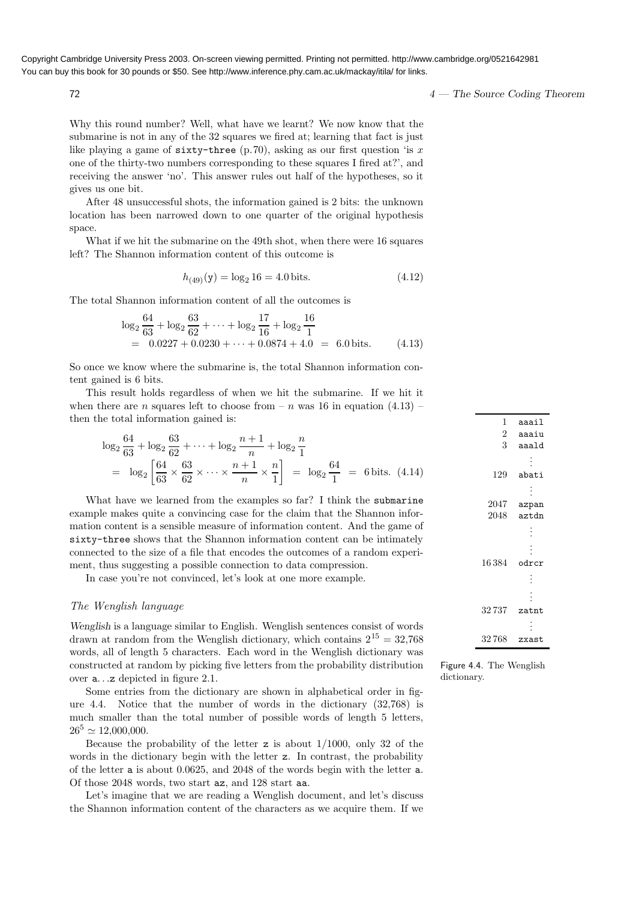Why this round number? Well, what have we learnt? We now know that the submarine is not in any of the 32 squares we fired at; learning that fact is just like playing a game of `sixty-three` (p.70), asking as our first question 'is $x$ one of the thirty-two numbers corresponding to these squares I fired at?', and receiving the answer 'no'. This answer rules out half of the hypotheses, so it gives us one bit.

After 48 unsuccessful shots, the information gained is 2 bits: the unknown location has been narrowed down to one quarter of the original hypothesis space.

What if we hit the submarine on the 49th shot, when there were 16 squares left? The Shannon information content of this outcome is

$$h_{(49)}(\mathrm{y}) = \log_2 16 = 4.0 \,\text{bits}. \tag{4.12}$$

The total Shannon information content of all the outcomes is

$$\begin{aligned} &\log_2 \frac{64}{63} + \log_2 \frac{63}{62} + \cdots + \log_2 \frac{17}{16} + \log_2 \frac{16}{1} \\ &= \; 0.0227 + 0.0230 + \cdots + 0.0874 + 4.0 \; = \; 6.0 \,\text{bits}. \end{aligned} \tag{4.13}$$

So once we know where the submarine is, the total Shannon information content gained is 6 bits.

This result holds regardless of when we hit the submarine. If we hit it when there are $n$ squares left to choose from – $n$ was 16 in equation (4.13) – then the total information gained is:

$$\begin{aligned} &\log_2 \frac{64}{63} + \log_2 \frac{63}{62} + \cdots + \log_2 \frac{n+1}{n} + \log_2 \frac{n}{1} \\ &= \; \log_2 \left[ \frac{64}{63} \times \frac{63}{62} \times \cdots \times \frac{n+1}{n} \times \frac{n}{1} \right] \; = \; \log_2 \frac{64}{1} \; = \; 6 \,\text{bits}. \end{aligned} \tag{4.14}$$

What have we learned from the examples so far? I think the `submarine` example makes quite a convincing case for the claim that the Shannon information content is a sensible measure of information content. And the game of `sixty-three` shows that the Shannon information content can be intimately connected to the size of a file that encodes the outcomes of a random experiment, thus suggesting a possible connection to data compression.

In case you're not convinced, let's look at one more example.

### *The Wenglish language*

*Wenglish* is a language similar to English. Wenglish sentences consist of words drawn at random from the Wenglish dictionary, which contains $2^{15} = 32{,}768$ words, all of length 5 characters. Each word in the Wenglish dictionary was constructed at random by picking five letters from the probability distribution over `a`...`z` depicted in figure 2.1.

| | |
|---|---|
| 1 | `aaail` |
| 2 | `aaaiu` |
| 3 | `aaald` |
| | ⋮ |
| 129 | `abati` |
| | ⋮ |
| 2047 | `azpan` |
| 2048 | `aztdn` |
| | ⋮ |
| | ⋮ |
| 16 384 | `odrcr` |
| | ⋮ |
| | ⋮ |
| 32 737 | `zatnt` |
| | ⋮ |
| 32 768 | `zxast` |

Figure 4.4. The Wenglish dictionary.

Some entries from the dictionary are shown in alphabetical order in figure 4.4. Notice that the number of words in the dictionary (32,768) is much smaller than the total number of possible words of length 5 letters, $26^5 \simeq 12{,}000{,}000$.

Because the probability of the letter `z` is about 1/1000, only 32 of the words in the dictionary begin with the letter `z`. In contrast, the probability of the letter `a` is about 0.0625, and 2048 of the words begin with the letter `a`. Of those 2048 words, two start `az`, and 128 start `aa`.

Let's imagine that we are reading a Wenglish document, and let's discuss the Shannon information content of the characters as we acquire them. If we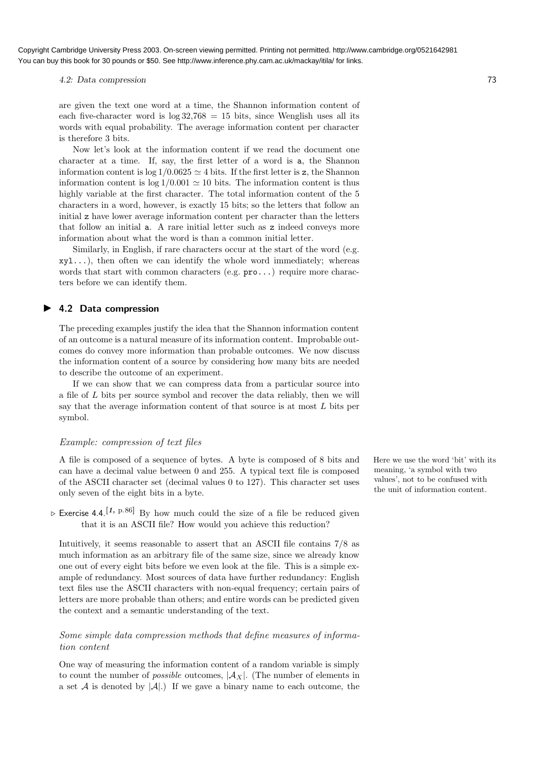are given the text one word at a time, the Shannon information content of each five-character word is $\log 32{,}768 = 15$ bits, since Wenglish uses all its words with equal probability. The average information content per character is therefore 3 bits.

Now let's look at the information content if we read the document one character at a time. If, say, the first letter of a word is `a`, the Shannon information content is $\log 1/0.0625 \simeq 4$ bits. If the first letter is `z`, the Shannon information content is $\log 1/0.001 \simeq 10$ bits. The information content is thus highly variable at the first character. The total information content of the 5 characters in a word, however, is exactly 15 bits; so the letters that follow an initial `z` have lower average information content per character than the letters that follow an initial `a`. A rare initial letter such as `z` indeed conveys more information about what the word is than a common initial letter.

Similarly, in English, if rare characters occur at the start of the word (e.g. `xyl...`), then often we can identify the whole word immediately; whereas words that start with common characters (e.g. `pro...`) require more characters before we can identify them.

## ▶ 4.2 Data compression

The preceding examples justify the idea that the Shannon information content of an outcome is a natural measure of its information content. Improbable outcomes do convey more information than probable outcomes. We now discuss the information content of a source by considering how many bits are needed to describe the outcome of an experiment.

If we can show that we can compress data from a particular source into a file of $L$ bits per source symbol and recover the data reliably, then we will say that the average information content of that source is at most $L$ bits per symbol.

### *Example: compression of text files*

A file is composed of a sequence of bytes. A byte is composed of 8 bits and can have a decimal value between 0 and 255. A typical text file is composed of the ASCII character set (decimal values 0 to 127). This character set uses only seven of the eight bits in a byte.

Here we use the word 'bit' with its meaning, 'a symbol with two values', not to be confused with the unit of information content.

▷ Exercise 4.4.[1, p.86] By how much could the size of a file be reduced given that it is an ASCII file? How would you achieve this reduction?

Intuitively, it seems reasonable to assert that an ASCII file contains 7/8 as much information as an arbitrary file of the same size, since we already know one out of every eight bits before we even look at the file. This is a simple example of redundancy. Most sources of data have further redundancy: English text files use the ASCII characters with non-equal frequency; certain pairs of letters are more probable than others; and entire words can be predicted given the context and a semantic understanding of the text.

### *Some simple data compression methods that define measures of information content*

One way of measuring the information content of a random variable is simply to count the number of *possible* outcomes, $|\mathcal{A}_X|$. (The number of elements in a set $\mathcal{A}$ is denoted by $|\mathcal{A}|$.) If we gave a binary name to each outcome, the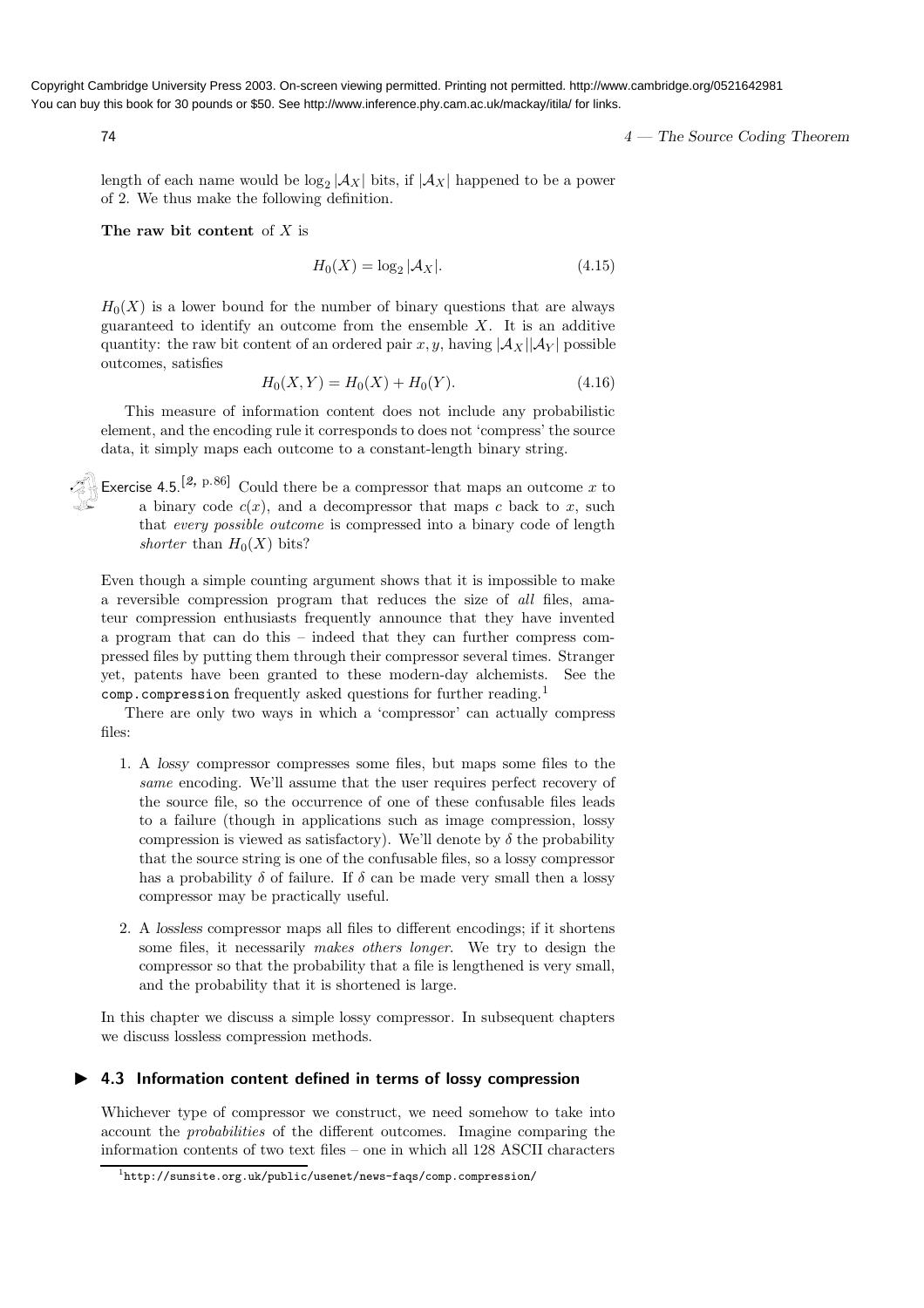length of each name would be $\log_2 |\mathcal{A}_X|$ bits, if $|\mathcal{A}_X|$ happened to be a power of 2. We thus make the following definition.

**The raw bit content** of $X$ is

$$H_0(X) = \log_2 |\mathcal{A}_X|. \tag{4.15}$$

$H_0(X)$ is a lower bound for the number of binary questions that are always guaranteed to identify an outcome from the ensemble $X$. It is an additive quantity: the raw bit content of an ordered pair $x, y$, having $|\mathcal{A}_X||\mathcal{A}_Y|$ possible outcomes, satisfies

$$H_0(X, Y) = H_0(X) + H_0(Y). \tag{4.16}$$

This measure of information content does not include any probabilistic element, and the encoding rule it corresponds to does not 'compress' the source data, it simply maps each outcome to a constant-length binary string.

Exercise 4.5.[2, p.86] Could there be a compressor that maps an outcome $x$ to a binary code $c(x)$, and a decompressor that maps $c$ back to $x$, such that *every possible outcome* is compressed into a binary code of length *shorter* than $H_0(X)$ bits?

Even though a simple counting argument shows that it is impossible to make a reversible compression program that reduces the size of *all* files, amateur compression enthusiasts frequently announce that they have invented a program that can do this – indeed that they can further compress compressed files by putting them through their compressor several times. Stranger yet, patents have been granted to these modern-day alchemists. See the `comp.compression` frequently asked questions for further reading.[1]

There are only two ways in which a 'compressor' can actually compress files:

1. A *lossy* compressor compresses some files, but maps some files to the *same* encoding. We'll assume that the user requires perfect recovery of the source file, so the occurrence of one of these confusable files leads to a failure (though in applications such as image compression, lossy compression is viewed as satisfactory). We'll denote by $\delta$ the probability that the source string is one of the confusable files, so a lossy compressor has a probability $\delta$ of failure. If $\delta$ can be made very small then a lossy compressor may be practically useful.

2. A *lossless* compressor maps all files to different encodings; if it shortens some files, it necessarily *makes others longer*. We try to design the compressor so that the probability that a file is lengthened is very small, and the probability that it is shortened is large.

In this chapter we discuss a simple lossy compressor. In subsequent chapters we discuss lossless compression methods.

## ▶ 4.3 Information content defined in terms of lossy compression

Whichever type of compressor we construct, we need somehow to take into account the *probabilities* of the different outcomes. Imagine comparing the information contents of two text files – one in which all 128 ASCII characters

[1] `http://sunsite.org.uk/public/usenet/news-faqs/comp.compression/`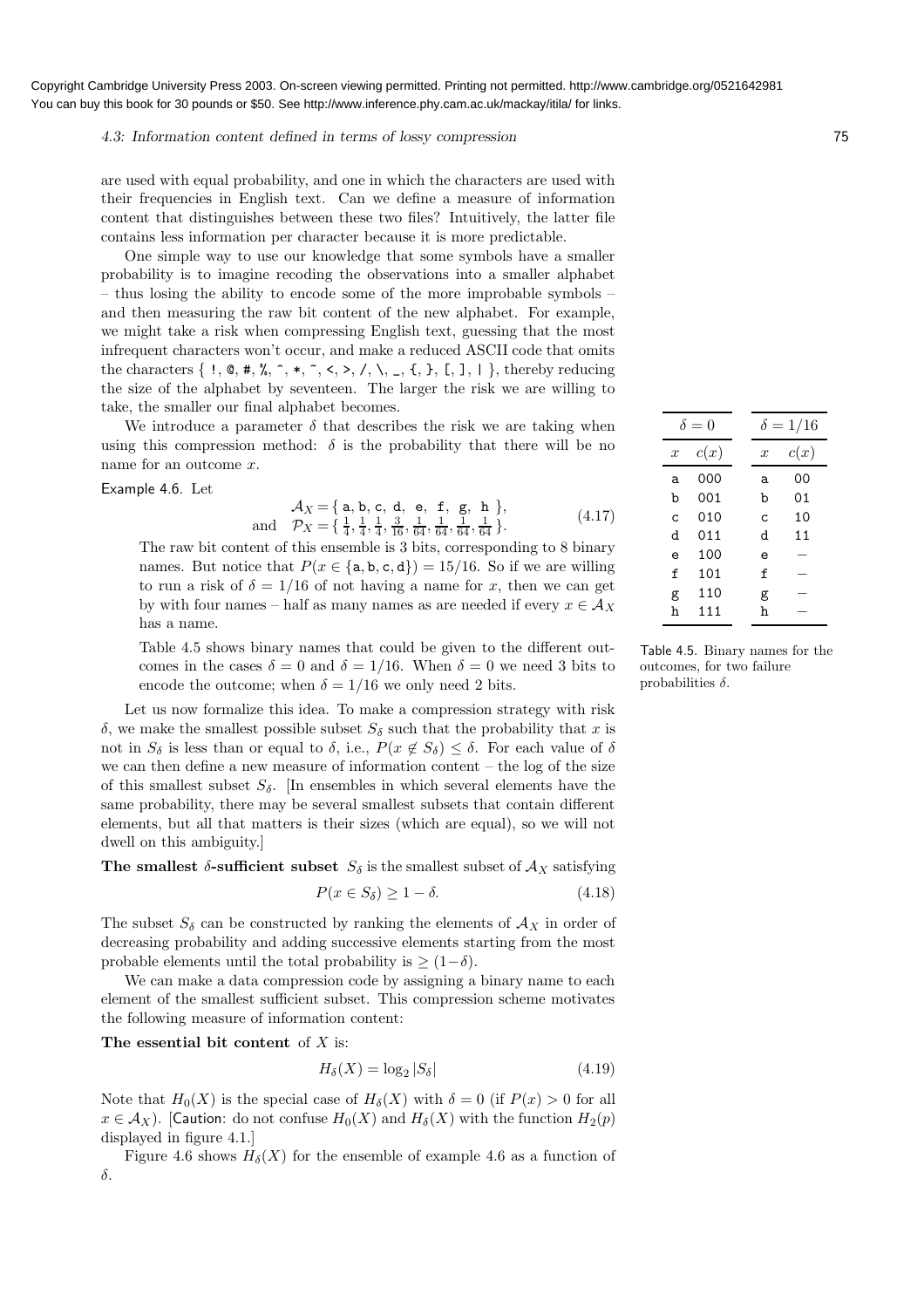are used with equal probability, and one in which the characters are used with their frequencies in English text. Can we define a measure of information content that distinguishes between these two files? Intuitively, the latter file contains less information per character because it is more predictable.

One simple way to use our knowledge that some symbols have a smaller probability is to imagine recoding the observations into a smaller alphabet – thus losing the ability to encode some of the more improbable symbols – and then measuring the raw bit content of the new alphabet. For example, we might take a risk when compressing English text, guessing that the most infrequent characters won't occur, and make a reduced ASCII code that omits the characters { !, @, #, %, ^, *, ~, <, >, /, \, _, {, }, [, ], | }, thereby reducing the size of the alphabet by seventeen. The larger the risk we are willing to take, the smaller our final alphabet becomes.

We introduce a parameter $\delta$ that describes the risk we are taking when using this compression method: $\delta$ is the probability that there will be no name for an outcome $x$.

Example 4.6. Let

$$\mathcal{A}_X = \{ \texttt{a}, \texttt{b}, \texttt{c}, \texttt{d}, \texttt{e}, \texttt{f}, \texttt{g}, \texttt{h} \}, \quad \text{and} \quad \mathcal{P}_X = \{ \tfrac{1}{4}, \tfrac{1}{4}, \tfrac{1}{4}, \tfrac{3}{16}, \tfrac{1}{64}, \tfrac{1}{64}, \tfrac{1}{64}, \tfrac{1}{64} \}. \tag{4.17}$$

The raw bit content of this ensemble is 3 bits, corresponding to 8 binary names. But notice that $P(x \in \{\texttt{a}, \texttt{b}, \texttt{c}, \texttt{d}\}) = 15/16$. So if we are willing to run a risk of $\delta = 1/16$ of not having a name for $x$, then we can get by with four names – half as many names as are needed if every $x \in \mathcal{A}_X$ has a name.

Table 4.5 shows binary names that could be given to the different outcomes in the cases $\delta = 0$ and $\delta = 1/16$. When $\delta = 0$ we need 3 bits to encode the outcome; when $\delta = 1/16$ we only need 2 bits.

| $\delta = 0$ | | $\delta = 1/16$ | |
|---|---|---|---|
| $x$ | $c(x)$ | $x$ | $c(x)$ |
| a | 000 | a | 00 |
| b | 001 | b | 01 |
| c | 010 | c | 10 |
| d | 011 | d | 11 |
| e | 100 | e | − |
| f | 101 | f | − |
| g | 110 | g | − |
| h | 111 | h | − |

Table 4.5. Binary names for the outcomes, for two failure probabilities $\delta$.

Let us now formalize this idea. To make a compression strategy with risk $\delta$, we make the smallest possible subset $S_\delta$ such that the probability that $x$ is not in $S_\delta$ is less than or equal to $\delta$, i.e., $P(x \notin S_\delta) \leq \delta$. For each value of $\delta$ we can then define a new measure of information content – the log of the size of this smallest subset $S_\delta$. [In ensembles in which several elements have the same probability, there may be several smallest subsets that contain different elements, but all that matters is their sizes (which are equal), so we will not dwell on this ambiguity.]

**The smallest $\delta$-sufficient subset** $S_\delta$ is the smallest subset of $\mathcal{A}_X$ satisfying

$$P(x \in S_\delta) \geq 1 - \delta. \tag{4.18}$$

The subset $S_\delta$ can be constructed by ranking the elements of $\mathcal{A}_X$ in order of decreasing probability and adding successive elements starting from the most probable elements until the total probability is $\geq (1-\delta)$.

We can make a data compression code by assigning a binary name to each element of the smallest sufficient subset. This compression scheme motivates the following measure of information content:

**The essential bit content** of $X$ is:

$$H_\delta(X) = \log_2 |S_\delta| \tag{4.19}$$

Note that $H_0(X)$ is the special case of $H_\delta(X)$ with $\delta = 0$ (if $P(x) > 0$ for all $x \in \mathcal{A}_X$). [Caution: do not confuse $H_0(X)$ and $H_\delta(X)$ with the function $H_2(p)$ displayed in figure 4.1.]

Figure 4.6 shows $H_\delta(X)$ for the ensemble of example 4.6 as a function of $\delta$.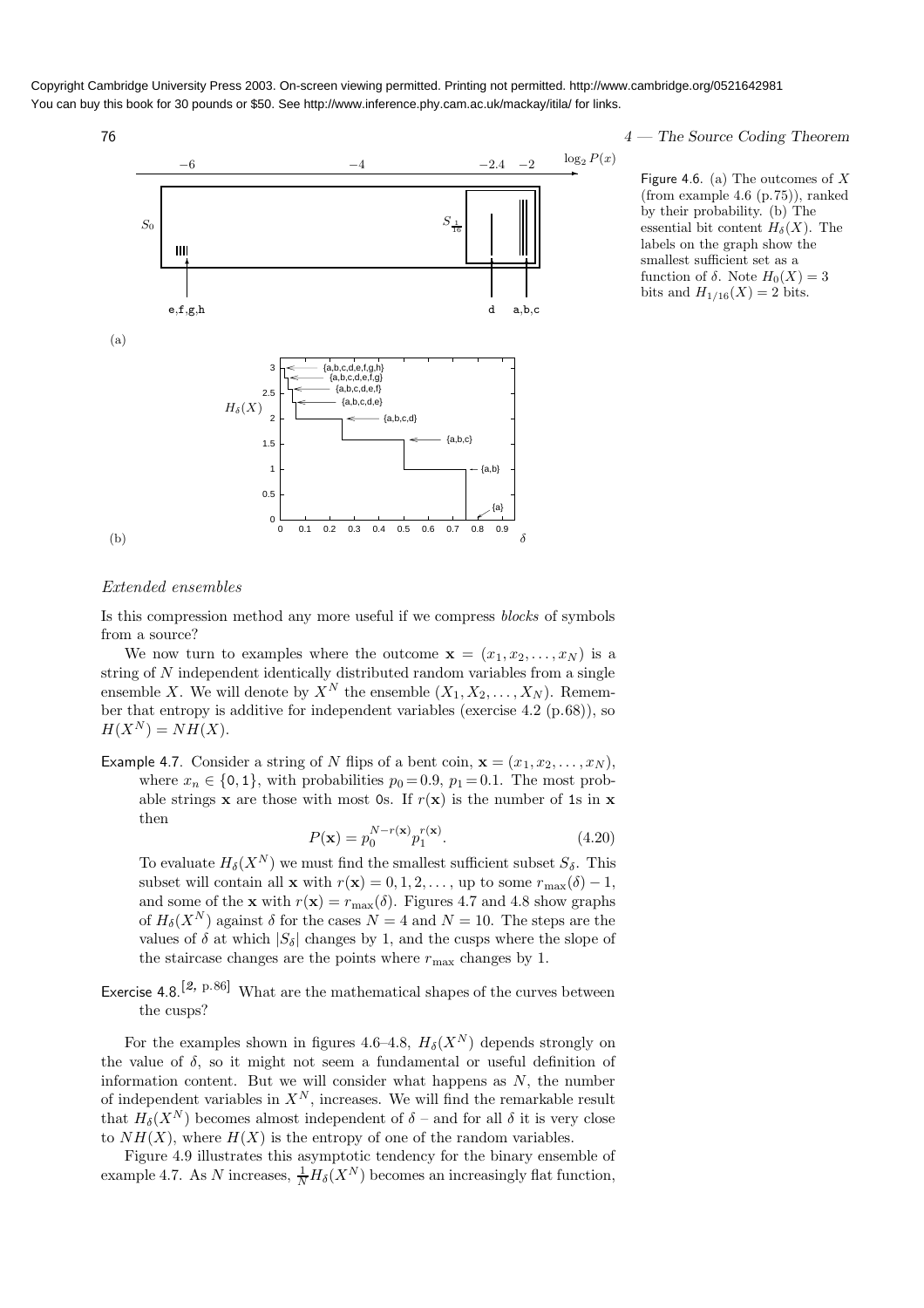Figure 4.6. (a) The outcomes of $X$ (from example 4.6 (p.75)), ranked by their probability. (b) The essential bit content $H_\delta(X)$. The labels on the graph show the smallest sufficient set as a function of $\delta$. Note $H_0(X) = 3$ bits and $H_{1/16}(X) = 2$ bits.

### *Extended ensembles*

Is this compression method any more useful if we compress *blocks* of symbols from a source?

We now turn to examples where the outcome $\mathbf{x} = (x_1, x_2, \ldots, x_N)$ is a string of $N$ independent identically distributed random variables from a single ensemble $X$. We will denote by $X^N$ the ensemble $(X_1, X_2, \ldots, X_N)$. Remember that entropy is additive for independent variables (exercise 4.2 (p.68)), so $H(X^N) = NH(X)$.

Example 4.7. Consider a string of $N$ flips of a bent coin, $\mathbf{x} = (x_1, x_2, \ldots, x_N)$, where $x_n \in \{0, 1\}$, with probabilities $p_0 = 0.9$, $p_1 = 0.1$. The most probable strings $\mathbf{x}$ are those with most 0s. If $r(\mathbf{x})$ is the number of 1s in $\mathbf{x}$ then

$$P(\mathbf{x}) = p_0^{N-r(\mathbf{x})} p_1^{r(\mathbf{x})}. \tag{4.20}$$

To evaluate $H_\delta(X^N)$ we must find the smallest sufficient subset $S_\delta$. This subset will contain all $\mathbf{x}$ with $r(\mathbf{x}) = 0, 1, 2, \ldots$, up to some $r_{\max}(\delta) - 1$, and some of the $\mathbf{x}$ with $r(\mathbf{x}) = r_{\max}(\delta)$. Figures 4.7 and 4.8 show graphs of $H_\delta(X^N)$ against $\delta$ for the cases $N = 4$ and $N = 10$. The steps are the values of $\delta$ at which $|S_\delta|$ changes by 1, and the cusps where the slope of the staircase changes are the points where $r_{\max}$ changes by 1.

Exercise 4.8.[2, p.86] What are the mathematical shapes of the curves between the cusps?

For the examples shown in figures 4.6–4.8, $H_\delta(X^N)$ depends strongly on the value of $\delta$, so it might not seem a fundamental or useful definition of information content. But we will consider what happens as $N$, the number of independent variables in $X^N$, increases. We will find the remarkable result that $H_\delta(X^N)$ becomes almost independent of $\delta$ – and for all $\delta$ it is very close to $NH(X)$, where $H(X)$ is the entropy of one of the random variables.

Figure 4.9 illustrates this asymptotic tendency for the binary ensemble of example 4.7. As $N$ increases, $\frac{1}{N}H_\delta(X^N)$ becomes an increasingly flat function,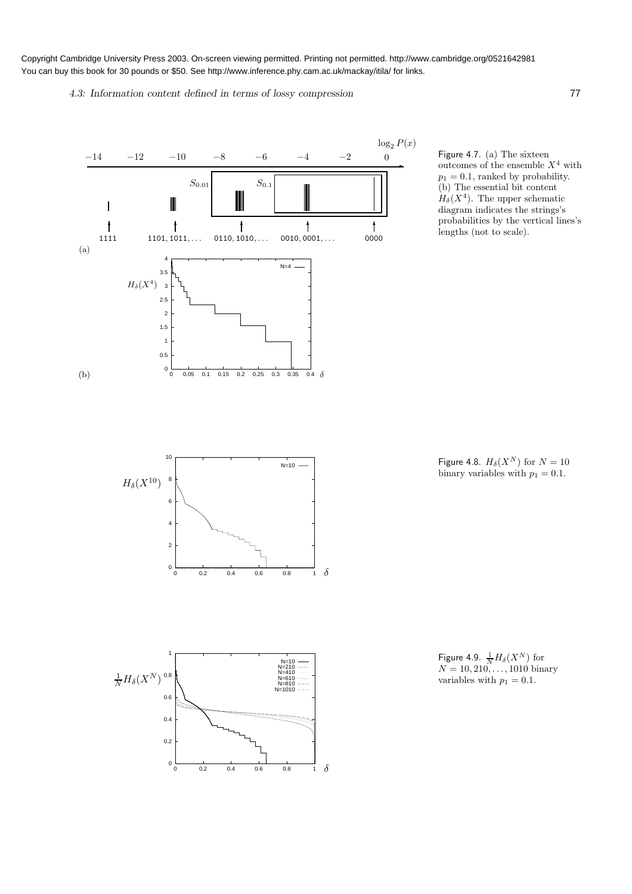Copyright Cambridge University Press 2003. On-screen viewing permitted. Printing not permitted. http://www.cambridge.org/0521642981
You can buy this book for 30 pounds or $50. See http://www.inference.phy.cam.ac.uk/mackay/itila/ for links.

Figure 4.7. (a) The sixteen outcomes of the ensemble $X^4$ with $p_1 = 0.1$, ranked by probability. (b) The essential bit content $H_\delta(X^4)$. The upper schematic diagram indicates the strings's probabilities by the vertical lines's lengths (not to scale).

Figure 4.8. $H_\delta(X^N)$ for $N = 10$ binary variables with $p_1 = 0.1$.

Figure 4.9. $\frac{1}{N}H_\delta(X^N)$ for $N = 10, 210, \ldots, 1010$ binary variables with $p_1 = 0.1$.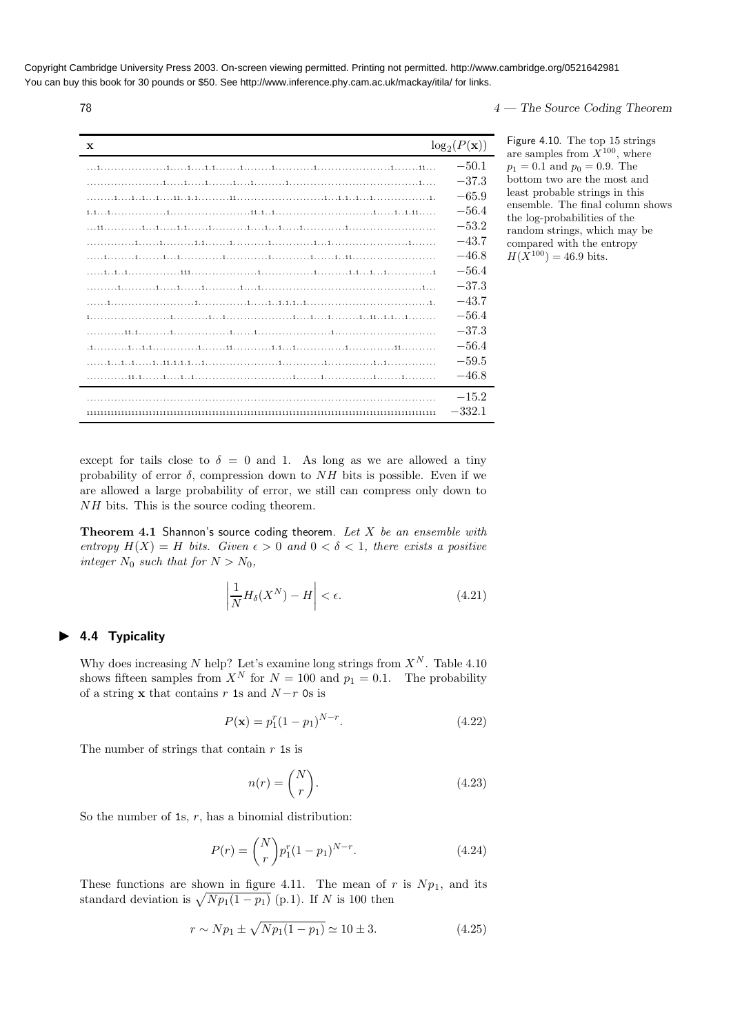Copyright Cambridge University Press 2003. On-screen viewing permitted. Printing not permitted. http://www.cambridge.org/0521642981
You can buy this book for 30 pounds or $50. See http://www.inference.phy.cam.ac.uk/mackay/itila/ for links.

| $\mathbf{x}$ | $\log_2(P(\mathbf{x}))$ |
|---|---|
| ...1...................1.....1....1.1.......1........1...........1.....................1.......11... | $-50.1$ |
| ......................1.....1.....1.......1....1.........1.....................................1.... | $-37.3$ |
| ........1....1..1...1....11..1.1.........11.........................1...1.1..1...1................1. | $-65.9$ |
| 1.1...1................1.......................11.1..1............................1.....1..1.11..... | $-56.4$ |
| ...11...........1...1.....1.1......1..........1....1...1.....1............1......................... | $-53.2$ |
| ..............1......1.........1.1.......1..........1............1...1......................1....... | $-43.7$ |
| .....1........1.......1...1............1............1...........1......1..11........................ | $-46.8$ |
| .....1..1..1...............111...................1...............1.........1.1...1...1.............1 | $-56.4$ |
| .........1..........1.....1......1..........1....1..............................................1... | $-37.3$ |
| ......1........................1..............1.....1..1.1.1..................................1. | $-43.7$ |
| 1.......................1..........1...1....................1....1.....1........1..11..1.1...1........ | $-56.4$ |
| ...........11.1.........1................1......1.....................1............................ | $-37.3$ |
| .1..........1...1.1.............1.......11...........1.1...1..............1.............11.......... | $-56.4$ |
| ......1...1..1.....1..11.1.1.1...1.....................1............1.............1..1.............. | $-59.5$ |
| ............11.1......1....1..1............................1.......1..............1.......1......... | $-46.8$ |
| .................................................................................................... | $-15.2$ |
| 1111111111111111111111111111111111111111111111111111111111111111111111111111111111111111111111111111 | $-332.1$ |

Figure 4.10. The top 15 strings are samples from $X^{100}$, where $p_1 = 0.1$ and $p_0 = 0.9$. The bottom two are the most and least probable strings in this ensemble. The final column shows the log-probabilities of the random strings, which may be compared with the entropy $H(X^{100}) = 46.9$ bits.

except for tails close to $\delta = 0$ and 1. As long as we are allowed a tiny probability of error $\delta$, compression down to $NH$ bits is possible. Even if we are allowed a large probability of error, we still can compress only down to $NH$ bits. This is the source coding theorem.

**Theorem 4.1** Shannon's source coding theorem. *Let $X$ be an ensemble with entropy $H(X) = H$ bits. Given $\epsilon > 0$ and $0 < \delta < 1$, there exists a positive integer $N_0$ such that for $N > N_0$,*

$$\left| \frac{1}{N} H_\delta(X^N) - H \right| < \epsilon. \tag{4.21}$$

## 4.4 Typicality

Why does increasing $N$ help? Let's examine long strings from $X^N$. Table 4.10 shows fifteen samples from $X^N$ for $N = 100$ and $p_1 = 0.1$. The probability of a string $\mathbf{x}$ that contains $r$ 1s and $N-r$ 0s is

$$P(\mathbf{x}) = p_1^r (1 - p_1)^{N-r}. \tag{4.22}$$

The number of strings that contain $r$ 1s is

$$n(r) = \binom{N}{r}. \tag{4.23}$$

So the number of 1s, $r$, has a binomial distribution:

$$P(r) = \binom{N}{r} p_1^r (1 - p_1)^{N-r}. \tag{4.24}$$

These functions are shown in figure 4.11. The mean of $r$ is $Np_1$, and its standard deviation is $\sqrt{Np_1(1-p_1)}$ (p.1). If $N$ is 100 then

$$r \sim Np_1 \pm \sqrt{Np_1(1-p_1)} \simeq 10 \pm 3. \tag{4.25}$$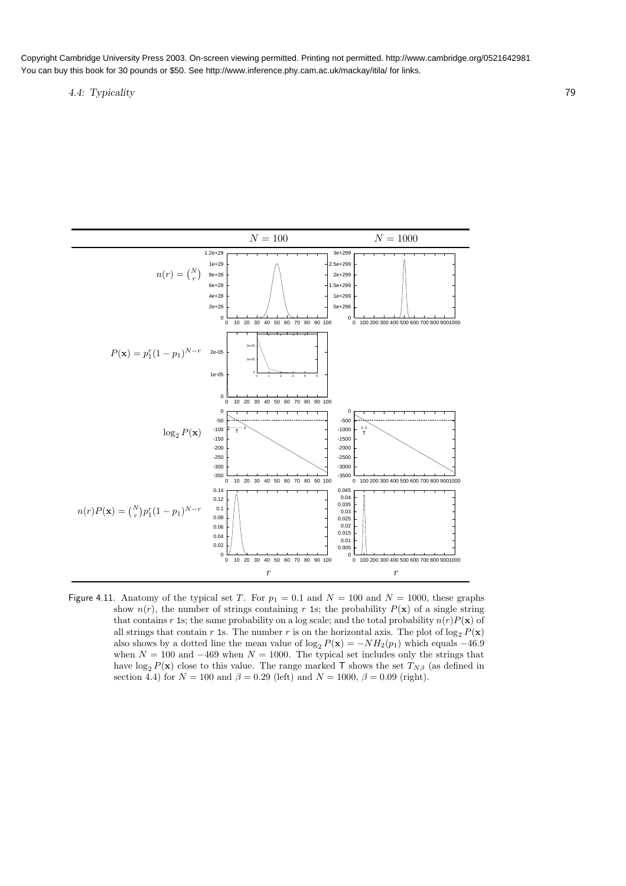| | $N = 100$ | $N = 1000$ |
|---|---|---|
| $n(r) = \binom{N}{r}$ | | |
| $P(\mathbf{x}) = p_1^r(1-p_1)^{N-r}$ | | |
| $\log_2 P(\mathbf{x})$ | | |
| $n(r)P(\mathbf{x}) = \binom{N}{r}p_1^r(1-p_1)^{N-r}$ | | |
| | $r$ | $r$ |

Figure 4.11. Anatomy of the typical set $T$. For $p_1 = 0.1$ and $N = 100$ and $N = 1000$, these graphs show $n(r)$, the number of strings containing $r$ 1s; the probability $P(\mathbf{x})$ of a single string that contains $r$ 1s; the same probability on a log scale; and the total probability $n(r)P(\mathbf{x})$ of all strings that contain $r$ 1s. The number $r$ is on the horizontal axis. The plot of $\log_2 P(\mathbf{x})$ also shows by a dotted line the mean value of $\log_2 P(\mathbf{x}) = -NH_2(p_1)$ which equals $-46.9$ when $N = 100$ and $-469$ when $N = 1000$. The typical set includes only the strings that have $\log_2 P(\mathbf{x})$ close to this value. The range marked T shows the set $T_{N\beta}$ (as defined in section 4.4) for $N = 100$ and $\beta = 0.29$ (left) and $N = 1000$, $\beta = 0.09$ (right).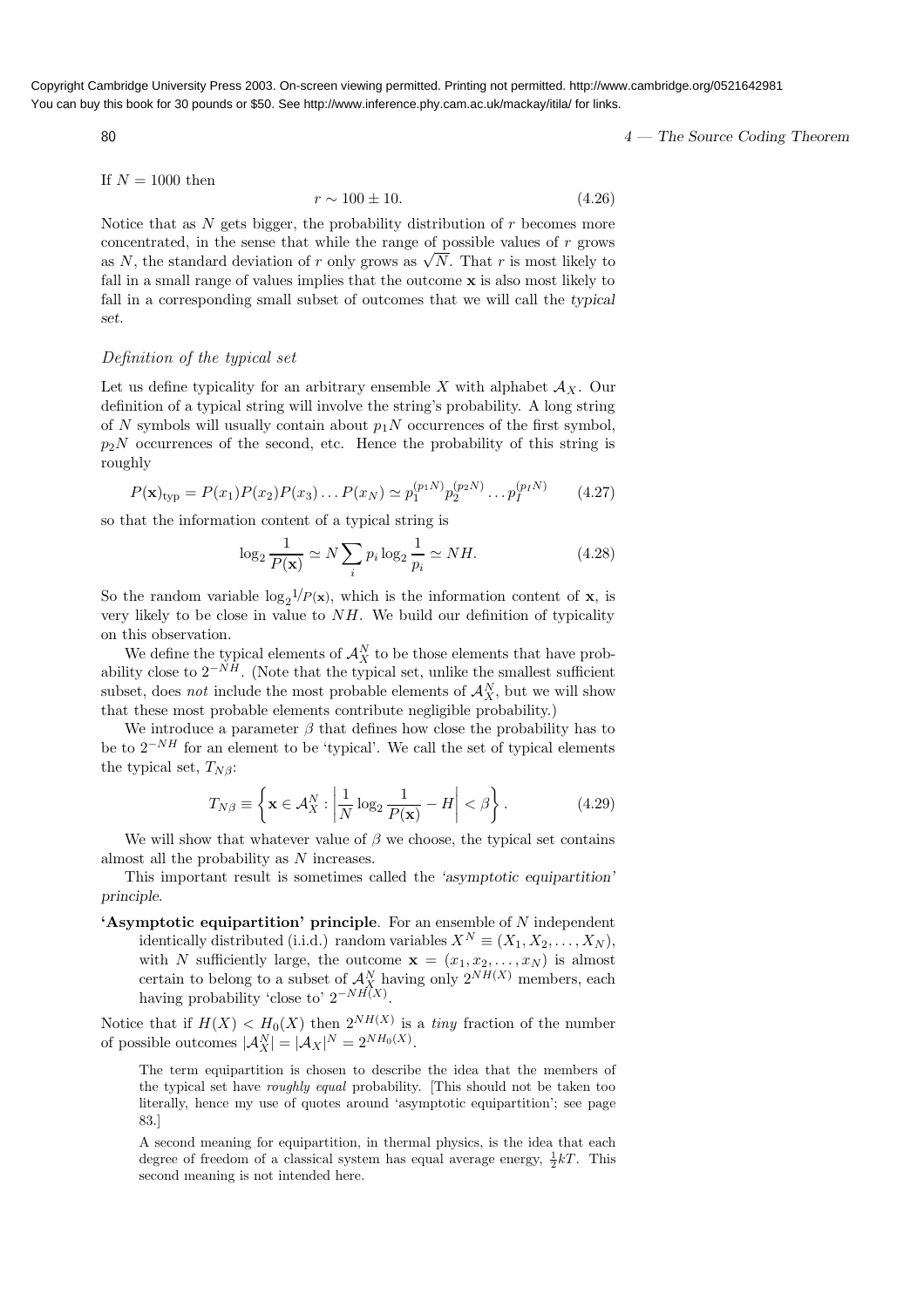If $N = 1000$ then

$$r \sim 100 \pm 10. \tag{4.26}$$

Notice that as $N$ gets bigger, the probability distribution of $r$ becomes more concentrated, in the sense that while the range of possible values of $r$ grows as $N$, the standard deviation of $r$ only grows as $\sqrt{N}$. That $r$ is most likely to fall in a small range of values implies that the outcome $\mathbf{x}$ is also most likely to fall in a corresponding small subset of outcomes that we will call the *typical set*.

### *Definition of the typical set*

Let us define typicality for an arbitrary ensemble $X$ with alphabet $\mathcal{A}_X$. Our definition of a typical string will involve the string's probability. A long string of $N$ symbols will usually contain about $p_1 N$ occurrences of the first symbol, $p_2 N$ occurrences of the second, etc. Hence the probability of this string is roughly

$$P(\mathbf{x})_{\rm typ} = P(x_1)P(x_2)P(x_3)\ldots P(x_N) \simeq p_1^{(p_1 N)} p_2^{(p_2 N)} \ldots p_I^{(p_I N)} \tag{4.27}$$

so that the information content of a typical string is

$$\log_2 \frac{1}{P(\mathbf{x})} \simeq N \sum_i p_i \log_2 \frac{1}{p_i} \simeq NH. \tag{4.28}$$

So the random variable $\log_2 1/P(\mathbf{x})$, which is the information content of $\mathbf{x}$, is very likely to be close in value to $NH$. We build our definition of typicality on this observation.

We define the typical elements of $\mathcal{A}_X^N$ to be those elements that have probability close to $2^{-NH}$. (Note that the typical set, unlike the smallest sufficient subset, does *not* include the most probable elements of $\mathcal{A}_X^N$, but we will show that these most probable elements contribute negligible probability.)

We introduce a parameter $\beta$ that defines how close the probability has to be to $2^{-NH}$ for an element to be 'typical'. We call the set of typical elements the typical set, $T_{N\beta}$:

$$T_{N\beta} \equiv \left\{ \mathbf{x} \in \mathcal{A}_X^N : \left| \frac{1}{N} \log_2 \frac{1}{P(\mathbf{x})} - H \right| < \beta \right\}. \tag{4.29}$$

We will show that whatever value of $\beta$ we choose, the typical set contains almost all the probability as $N$ increases.

This important result is sometimes called the *'asymptotic equipartition' principle*.

**'Asymptotic equipartition' principle**. For an ensemble of $N$ independent identically distributed (i.i.d.) random variables $X^N \equiv (X_1, X_2, \ldots, X_N)$, with $N$ sufficiently large, the outcome $\mathbf{x} = (x_1, x_2, \ldots, x_N)$ is almost certain to belong to a subset of $\mathcal{A}_X^N$ having only $2^{NH(X)}$ members, each having probability 'close to' $2^{-NH(X)}$.

Notice that if $H(X) < H_0(X)$ then $2^{NH(X)}$ is a *tiny* fraction of the number of possible outcomes $|\mathcal{A}_X^N| = |\mathcal{A}_X|^N = 2^{NH_0(X)}$.

The term equipartition is chosen to describe the idea that the members of the typical set have *roughly equal* probability. [This should not be taken too literally, hence my use of quotes around 'asymptotic equipartition'; see page 83.]

A second meaning for equipartition, in thermal physics, is the idea that each degree of freedom of a classical system has equal average energy, $\frac{1}{2}kT$. This second meaning is not intended here.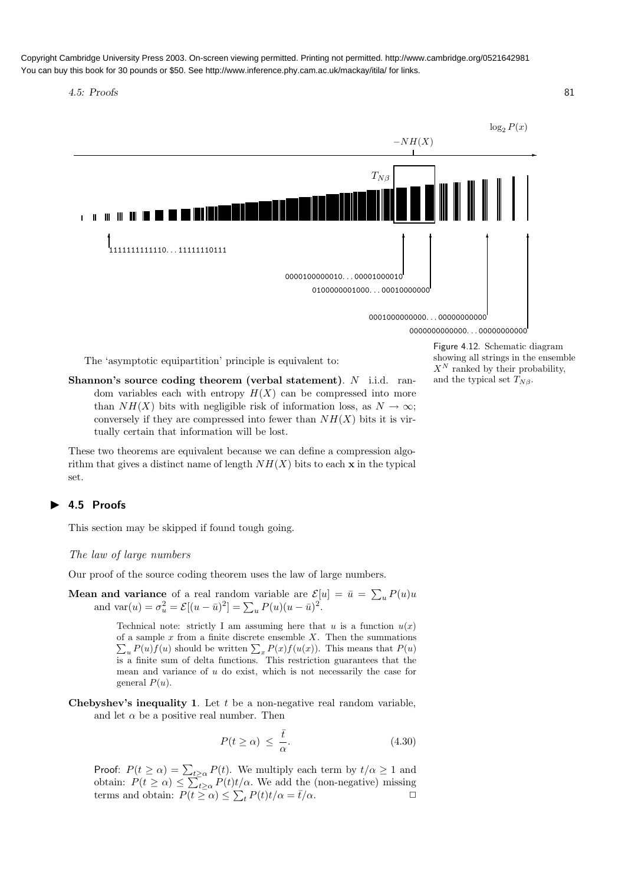Copyright Cambridge University Press 2003. On-screen viewing permitted. Printing not permitted. http://www.cambridge.org/0521642981
You can buy this book for 30 pounds or $50. See http://www.inference.phy.cam.ac.uk/mackay/itila/ for links.

$\log_2 P(x)$

$-NH(X)$

$T_{N\beta}$

1111111111110. . . 11111110111

0000100000010. . . 00001000010

0100000001000. . . 00010000000

0001000000000. . . 00000000000

0000000000000. . . 00000000000

Figure 4.12. Schematic diagram showing all strings in the ensemble $X^N$ ranked by their probability, and the typical set $T_{N\beta}$.

The 'asymptotic equipartition' principle is equivalent to:

**Shannon's source coding theorem (verbal statement)**. $N$ i.i.d. random variables each with entropy $H(X)$ can be compressed into more than $NH(X)$ bits with negligible risk of information loss, as $N \to \infty$; conversely if they are compressed into fewer than $NH(X)$ bits it is virtually certain that information will be lost.

These two theorems are equivalent because we can define a compression algorithm that gives a distinct name of length $NH(X)$ bits to each $\mathbf{x}$ in the typical set.

## ▶ 4.5 Proofs

This section may be skipped if found tough going.

### *The law of large numbers*

Our proof of the source coding theorem uses the law of large numbers.

**Mean and variance** of a real random variable are $\mathcal{E}[u] = \bar{u} = \sum_u P(u)u$ and $\text{var}(u) = \sigma_u^2 = \mathcal{E}[(u - \bar{u})^2] = \sum_u P(u)(u - \bar{u})^2$.

> Technical note: strictly I am assuming here that $u$ is a function $u(x)$ of a sample $x$ from a finite discrete ensemble $X$. Then the summations $\sum_u P(u)f(u)$ should be written $\sum_x P(x)f(u(x))$. This means that $P(u)$ is a finite sum of delta functions. This restriction guarantees that the mean and variance of $u$ do exist, which is not necessarily the case for general $P(u)$.

**Chebyshev's inequality 1**. Let $t$ be a non-negative real random variable, and let $\alpha$ be a positive real number. Then

$$P(t \geq \alpha) \leq \frac{\bar{t}}{\alpha}. \tag{4.30}$$

Proof: $P(t \geq \alpha) = \sum_{t \geq \alpha} P(t)$. We multiply each term by $t/\alpha \geq 1$ and obtain: $P(t \geq \alpha) \leq \sum_{t \geq \alpha} P(t)t/\alpha$. We add the (non-negative) missing terms and obtain: $P(t \geq \alpha) \leq \sum_t P(t)t/\alpha = \bar{t}/\alpha$. □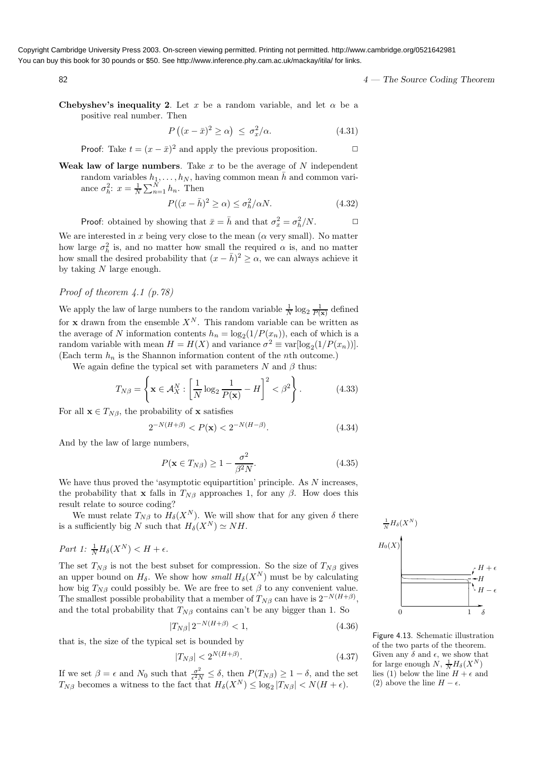**Chebyshev's inequality 2**. Let $x$ be a random variable, and let $\alpha$ be a positive real number. Then

$$P\left((x-\bar{x})^2 \geq \alpha\right) \leq \sigma_x^2/\alpha. \tag{4.31}$$

Proof: Take $t = (x-\bar{x})^2$ and apply the previous proposition. $\Box$

**Weak law of large numbers**. Take $x$ to be the average of $N$ independent random variables $h_1, \ldots, h_N$, having common mean $\bar{h}$ and common variance $\sigma_h^2$: $x = \frac{1}{N}\sum_{n=1}^{N} h_n$. Then

$$P((x-\bar{h})^2 \geq \alpha) \leq \sigma_h^2/\alpha N. \tag{4.32}$$

Proof: obtained by showing that $\bar{x} = \bar{h}$ and that $\sigma_x^2 = \sigma_h^2/N$. $\Box$

We are interested in $x$ being very close to the mean ($\alpha$ very small). No matter how large $\sigma_h^2$ is, and no matter how small the required $\alpha$ is, and no matter how small the desired probability that $(x-\bar{h})^2 \geq \alpha$, we can always achieve it by taking $N$ large enough.

*Proof of theorem 4.1 (p.78)*

We apply the law of large numbers to the random variable $\frac{1}{N}\log_2 \frac{1}{P(\mathbf{x})}$ defined for $\mathbf{x}$ drawn from the ensemble $X^N$. This random variable can be written as the average of $N$ information contents $h_n = \log_2(1/P(x_n))$, each of which is a random variable with mean $H = H(X)$ and variance $\sigma^2 \equiv \text{var}[\log_2(1/P(x_n))]$. (Each term $h_n$ is the Shannon information content of the $n$th outcome.)

We again define the typical set with parameters $N$ and $\beta$ thus:

$$T_{N\beta} = \left\{ \mathbf{x} \in \mathcal{A}_X^N : \left[\frac{1}{N}\log_2 \frac{1}{P(\mathbf{x})} - H\right]^2 < \beta^2 \right\}. \tag{4.33}$$

For all $\mathbf{x} \in T_{N\beta}$, the probability of $\mathbf{x}$ satisfies

$$2^{-N(H+\beta)} < P(\mathbf{x}) < 2^{-N(H-\beta)}. \tag{4.34}$$

And by the law of large numbers,

$$P(\mathbf{x} \in T_{N\beta}) \geq 1 - \frac{\sigma^2}{\beta^2 N}. \tag{4.35}$$

We have thus proved the 'asymptotic equipartition' principle. As $N$ increases, the probability that $\mathbf{x}$ falls in $T_{N\beta}$ approaches 1, for any $\beta$. How does this result relate to source coding?

We must relate $T_{N\beta}$ to $H_\delta(X^N)$. We will show that for any given $\delta$ there is a sufficiently big $N$ such that $H_\delta(X^N) \simeq NH$.

*Part 1:* $\frac{1}{N}H_\delta(X^N) < H + \epsilon$.

The set $T_{N\beta}$ is not the best subset for compression. So the size of $T_{N\beta}$ gives an upper bound on $H_\delta$. We show how *small* $H_\delta(X^N)$ must be by calculating how big $T_{N\beta}$ could possibly be. We are free to set $\beta$ to any convenient value. The smallest possible probability that a member of $T_{N\beta}$ can have is $2^{-N(H+\beta)}$, and the total probability that $T_{N\beta}$ contains can't be any bigger than 1. So

$$|T_{N\beta}|\, 2^{-N(H+\beta)} < 1, \tag{4.36}$$

that is, the size of the typical set is bounded by

$$|T_{N\beta}| < 2^{N(H+\beta)}. \tag{4.37}$$

If we set $\beta = \epsilon$ and $N_0$ such that $\frac{\sigma^2}{\epsilon^2 N} \leq \delta$, then $P(T_{N\beta}) \geq 1 - \delta$, and the set $T_{N\beta}$ becomes a witness to the fact that $H_\delta(X^N) \leq \log_2 |T_{N\beta}| < N(H+\epsilon)$.

Figure 4.13. Schematic illustration of the two parts of the theorem. Given any $\delta$ and $\epsilon$, we show that for large enough $N$, $\frac{1}{N}H_\delta(X^N)$ lies (1) below the line $H+\epsilon$ and (2) above the line $H-\epsilon$.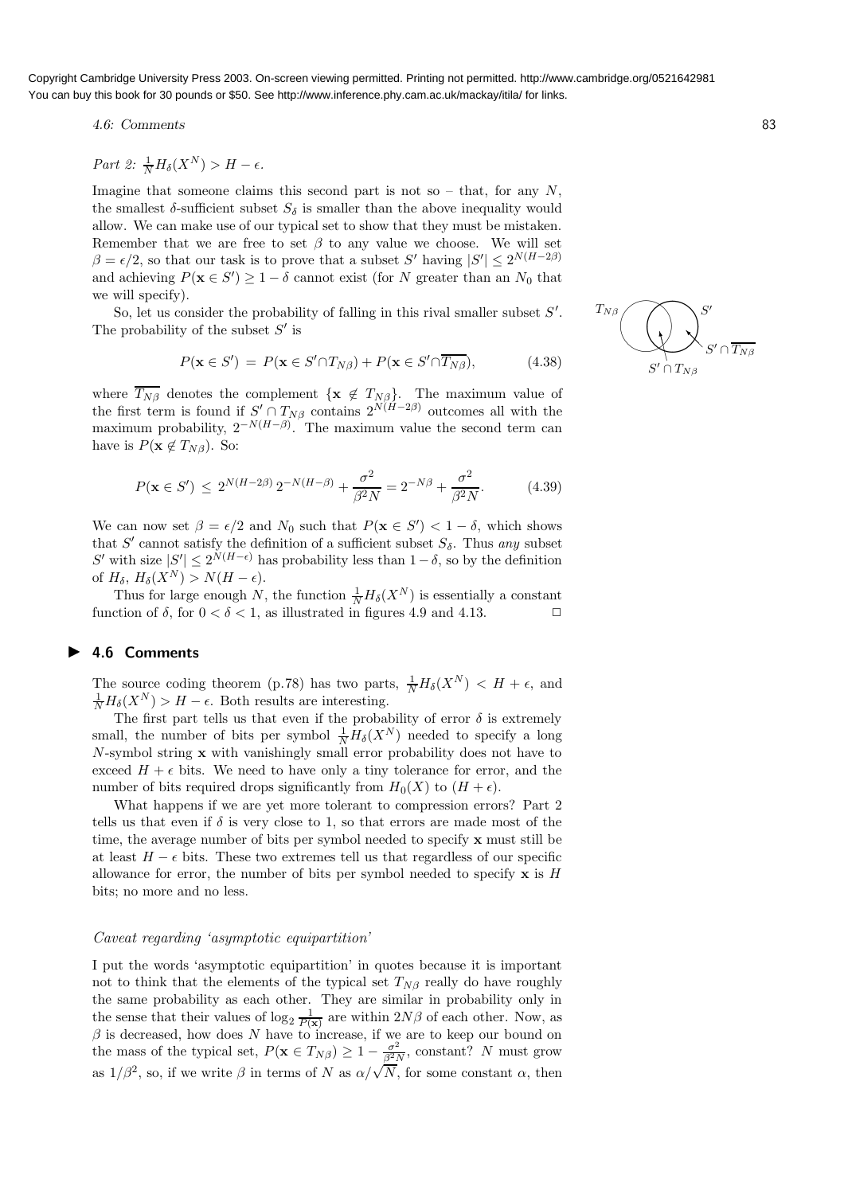*Part 2:* $\frac{1}{N}H_\delta(X^N) > H - \epsilon$.

Imagine that someone claims this second part is not so – that, for any $N$, the smallest $\delta$-sufficient subset $S_\delta$ is smaller than the above inequality would allow. We can make use of our typical set to show that they must be mistaken. Remember that we are free to set $\beta$ to any value we choose. We will set $\beta = \epsilon/2$, so that our task is to prove that a subset $S'$ having $|S'| \leq 2^{N(H-2\beta)}$ and achieving $P(\mathbf{x} \in S') \geq 1 - \delta$ cannot exist (for $N$ greater than an $N_0$ that we will specify).

So, let us consider the probability of falling in this rival smaller subset $S'$. The probability of the subset $S'$ is

$$P(\mathbf{x} \in S') = P(\mathbf{x} \in S' \cap T_{N\beta}) + P(\mathbf{x} \in S' \cap \overline{T_{N\beta}}), \tag{4.38}$$

where $\overline{T_{N\beta}}$ denotes the complement $\{\mathbf{x} \notin T_{N\beta}\}$. The maximum value of the first term is found if $S' \cap T_{N\beta}$ contains $2^{N(H-2\beta)}$ outcomes all with the maximum probability, $2^{-N(H-\beta)}$. The maximum value the second term can have is $P(\mathbf{x} \notin T_{N\beta})$. So:

$$P(\mathbf{x} \in S') \leq 2^{N(H-2\beta)}\, 2^{-N(H-\beta)} + \frac{\sigma^2}{\beta^2 N} = 2^{-N\beta} + \frac{\sigma^2}{\beta^2 N}. \tag{4.39}$$

We can now set $\beta = \epsilon/2$ and $N_0$ such that $P(\mathbf{x} \in S') < 1 - \delta$, which shows that $S'$ cannot satisfy the definition of a sufficient subset $S_\delta$. Thus *any* subset $S'$ with size $|S'| \leq 2^{N(H-\epsilon)}$ has probability less than $1 - \delta$, so by the definition of $H_\delta$, $H_\delta(X^N) > N(H - \epsilon)$.

Thus for large enough $N$, the function $\frac{1}{N}H_\delta(X^N)$ is essentially a constant function of $\delta$, for $0 < \delta < 1$, as illustrated in figures 4.9 and 4.13. □

$T_{N\beta}$ $S'$ $S' \cap \overline{T_{N\beta}}$ $S' \cap T_{N\beta}$

## ▶ 4.6 Comments

The source coding theorem (p.78) has two parts, $\frac{1}{N}H_\delta(X^N) < H + \epsilon$, and $\frac{1}{N}H_\delta(X^N) > H - \epsilon$. Both results are interesting.

The first part tells us that even if the probability of error $\delta$ is extremely small, the number of bits per symbol $\frac{1}{N}H_\delta(X^N)$ needed to specify a long $N$-symbol string $\mathbf{x}$ with vanishingly small error probability does not have to exceed $H + \epsilon$ bits. We need to have only a tiny tolerance for error, and the number of bits required drops significantly from $H_0(X)$ to $(H + \epsilon)$.

What happens if we are yet more tolerant to compression errors? Part 2 tells us that even if $\delta$ is very close to 1, so that errors are made most of the time, the average number of bits per symbol needed to specify $\mathbf{x}$ must still be at least $H - \epsilon$ bits. These two extremes tell us that regardless of our specific allowance for error, the number of bits per symbol needed to specify $\mathbf{x}$ is $H$ bits; no more and no less.

### *Caveat regarding 'asymptotic equipartition'*

I put the words 'asymptotic equipartition' in quotes because it is important not to think that the elements of the typical set $T_{N\beta}$ really do have roughly the same probability as each other. They are similar in probability only in the sense that their values of $\log_2 \frac{1}{P(\mathbf{x})}$ are within $2N\beta$ of each other. Now, as $\beta$ is decreased, how does $N$ have to increase, if we are to keep our bound on the mass of the typical set, $P(\mathbf{x} \in T_{N\beta}) \geq 1 - \frac{\sigma^2}{\beta^2 N}$, constant? $N$ must grow as $1/\beta^2$, so, if we write $\beta$ in terms of $N$ as $\alpha/\sqrt{N}$, for some constant $\alpha$, then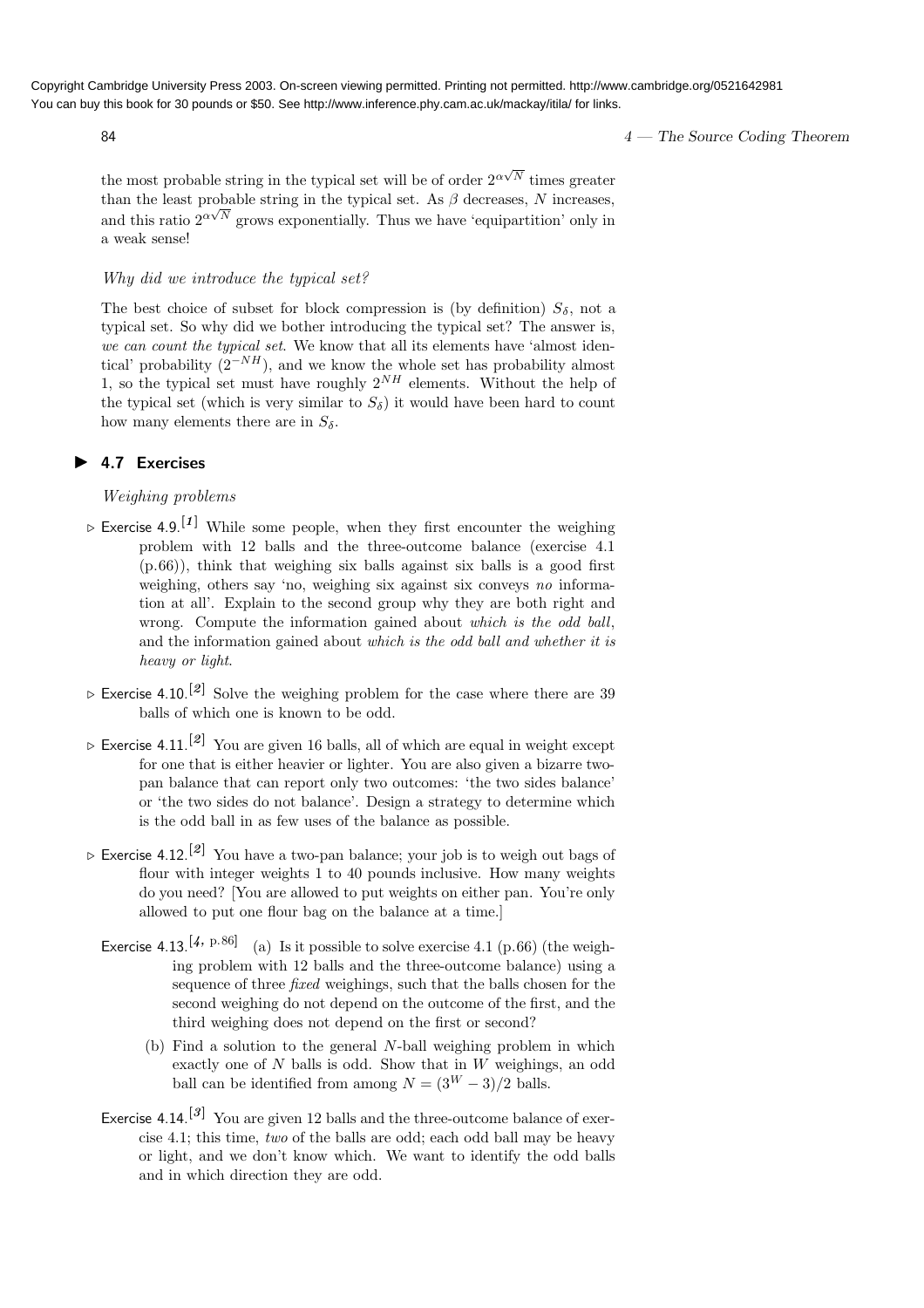the most probable string in the typical set will be of order $2^{\alpha\sqrt{N}}$ times greater than the least probable string in the typical set. As $\beta$ decreases, $N$ increases, and this ratio $2^{\alpha\sqrt{N}}$ grows exponentially. Thus we have 'equipartition' only in a weak sense!

*Why did we introduce the typical set?*

The best choice of subset for block compression is (by definition) $S_\delta$, not a typical set. So why did we bother introducing the typical set? The answer is, *we can count the typical set*. We know that all its elements have 'almost identical' probability ($2^{-NH}$), and we know the whole set has probability almost 1, so the typical set must have roughly $2^{NH}$ elements. Without the help of the typical set (which is very similar to $S_\delta$) it would have been hard to count how many elements there are in $S_\delta$.

## 4.7 Exercises

*Weighing problems*

▷ Exercise 4.9.[*1*] While some people, when they first encounter the weighing problem with 12 balls and the three-outcome balance (exercise 4.1 (p.66)), think that weighing six balls against six balls is a good first weighing, others say 'no, weighing six against six conveys *no* information at all'. Explain to the second group why they are both right and wrong. Compute the information gained about *which is the odd ball*, and the information gained about *which is the odd ball and whether it is heavy or light*.

▷ Exercise 4.10.[*2*] Solve the weighing problem for the case where there are 39 balls of which one is known to be odd.

▷ Exercise 4.11.[*2*] You are given 16 balls, all of which are equal in weight except for one that is either heavier or lighter. You are also given a bizarre two-pan balance that can report only two outcomes: 'the two sides balance' or 'the two sides do not balance'. Design a strategy to determine which is the odd ball in as few uses of the balance as possible.

▷ Exercise 4.12.[*2*] You have a two-pan balance; your job is to weigh out bags of flour with integer weights 1 to 40 pounds inclusive. How many weights do you need? [You are allowed to put weights on either pan. You're only allowed to put one flour bag on the balance at a time.]

Exercise 4.13.[*4, p.86*] (a) Is it possible to solve exercise 4.1 (p.66) (the weighing problem with 12 balls and the three-outcome balance) using a sequence of three *fixed* weighings, such that the balls chosen for the second weighing do not depend on the outcome of the first, and the third weighing does not depend on the first or second?

(b) Find a solution to the general $N$-ball weighing problem in which exactly one of $N$ balls is odd. Show that in $W$ weighings, an odd ball can be identified from among $N = (3^W - 3)/2$ balls.

Exercise 4.14.[*3*] You are given 12 balls and the three-outcome balance of exercise 4.1; this time, *two* of the balls are odd; each odd ball may be heavy or light, and we don't know which. We want to identify the odd balls and in which direction they are odd.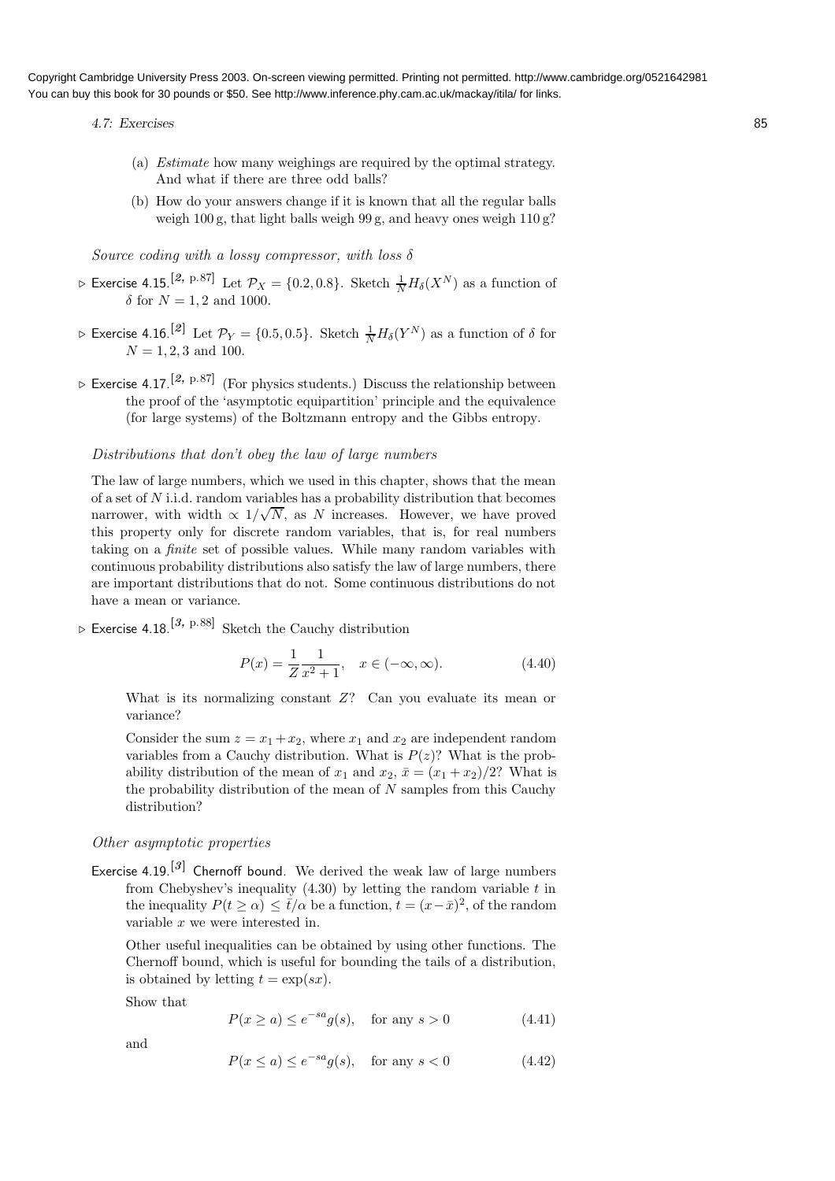Copyright Cambridge University Press 2003. On-screen viewing permitted. Printing not permitted. http://www.cambridge.org/0521642981
You can buy this book for 30 pounds or $50. See http://www.inference.phy.cam.ac.uk/mackay/itila/ for links.

(a) *Estimate* how many weighings are required by the optimal strategy. And what if there are three odd balls?

(b) How do your answers change if it is known that all the regular balls weigh 100 g, that light balls weigh 99 g, and heavy ones weigh 110 g?

*Source coding with a lossy compressor, with loss* $\delta$

▷ Exercise 4.15.[2, p.87] Let $\mathcal{P}_X = \{0.2, 0.8\}$. Sketch $\frac{1}{N} H_\delta(X^N)$ as a function of $\delta$ for $N = 1, 2$ and 1000.

▷ Exercise 4.16.[2] Let $\mathcal{P}_Y = \{0.5, 0.5\}$. Sketch $\frac{1}{N} H_\delta(Y^N)$ as a function of $\delta$ for $N = 1, 2, 3$ and 100.

▷ Exercise 4.17.[2, p.87] (For physics students.) Discuss the relationship between the proof of the 'asymptotic equipartition' principle and the equivalence (for large systems) of the Boltzmann entropy and the Gibbs entropy.

*Distributions that don't obey the law of large numbers*

The law of large numbers, which we used in this chapter, shows that the mean of a set of $N$ i.i.d. random variables has a probability distribution that becomes narrower, with width $\propto 1/\sqrt{N}$, as $N$ increases. However, we have proved this property only for discrete random variables, that is, for real numbers taking on a *finite* set of possible values. While many random variables with continuous probability distributions also satisfy the law of large numbers, there are important distributions that do not. Some continuous distributions do not have a mean or variance.

▷ Exercise 4.18.[3, p.88] Sketch the Cauchy distribution

$$P(x) = \frac{1}{Z} \frac{1}{x^2 + 1}, \quad x \in (-\infty, \infty). \tag{4.40}$$

What is its normalizing constant $Z$? Can you evaluate its mean or variance?

Consider the sum $z = x_1 + x_2$, where $x_1$ and $x_2$ are independent random variables from a Cauchy distribution. What is $P(z)$? What is the probability distribution of the mean of $x_1$ and $x_2$, $\bar{x} = (x_1 + x_2)/2$? What is the probability distribution of the mean of $N$ samples from this Cauchy distribution?

*Other asymptotic properties*

Exercise 4.19.[3] **Chernoff bound**. We derived the weak law of large numbers from Chebyshev's inequality (4.30) by letting the random variable $t$ in the inequality $P(t \geq \alpha) \leq \bar{t}/\alpha$ be a function, $t = (x - \bar{x})^2$, of the random variable $x$ we were interested in.

Other useful inequalities can be obtained by using other functions. The Chernoff bound, which is useful for bounding the tails of a distribution, is obtained by letting $t = \exp(sx)$.

Show that

$$P(x \geq a) \leq e^{-sa} g(s), \quad \text{for any } s > 0 \tag{4.41}$$

and

$$P(x \leq a) \leq e^{-sa} g(s), \quad \text{for any } s < 0 \tag{4.42}$$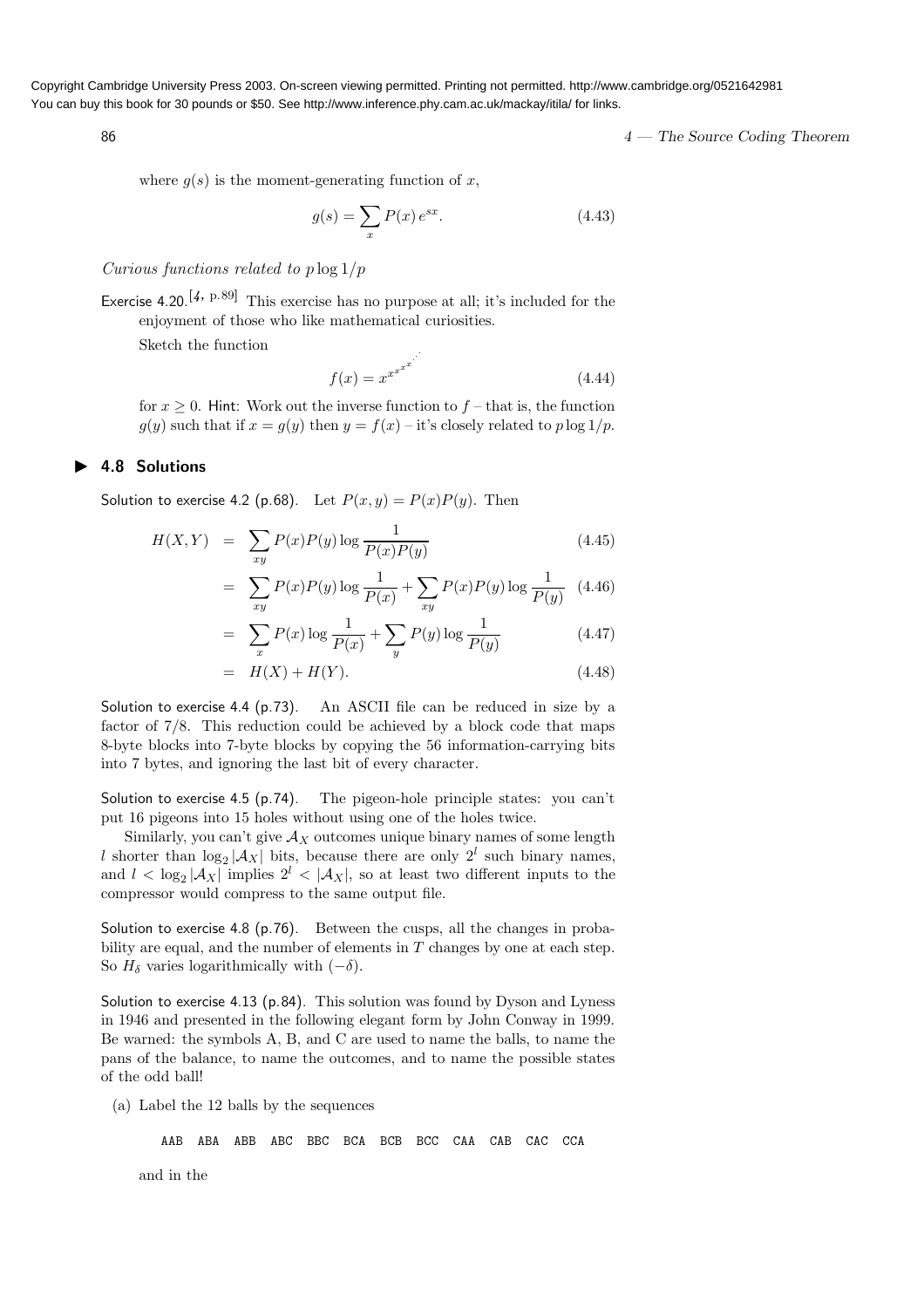where $g(s)$ is the moment-generating function of $x$,

$$g(s) = \sum_x P(x) \, e^{sx}. \tag{4.43}$$

*Curious functions related to $p \log 1/p$*

Exercise 4.20.[4, p.89] This exercise has no purpose at all; it's included for the enjoyment of those who like mathematical curiosities.

Sketch the function

$$f(x) = x^{x^{x^{x^{\cdot^{\cdot^{\cdot}}}}}} \tag{4.44}$$

for $x \geq 0$. Hint: Work out the inverse function to $f$ – that is, the function $g(y)$ such that if $x = g(y)$ then $y = f(x)$ – it's closely related to $p \log 1/p$.

## ▶ 4.8 Solutions

Solution to exercise 4.2 (p.68). Let $P(x, y) = P(x)P(y)$. Then

$$
\begin{aligned}
H(X,Y) &= \sum_{xy} P(x)P(y) \log \frac{1}{P(x)P(y)} && (4.45)\\
&= \sum_{xy} P(x)P(y) \log \frac{1}{P(x)} + \sum_{xy} P(x)P(y) \log \frac{1}{P(y)} && (4.46)\\
&= \sum_{x} P(x) \log \frac{1}{P(x)} + \sum_{y} P(y) \log \frac{1}{P(y)} && (4.47)\\
&= H(X) + H(Y). && (4.48)
\end{aligned}
$$

Solution to exercise 4.4 (p.73). An ASCII file can be reduced in size by a factor of 7/8. This reduction could be achieved by a block code that maps 8-byte blocks into 7-byte blocks by copying the 56 information-carrying bits into 7 bytes, and ignoring the last bit of every character.

Solution to exercise 4.5 (p.74). The pigeon-hole principle states: you can't put 16 pigeons into 15 holes without using one of the holes twice.

Similarly, you can't give $\mathcal{A}_X$ outcomes unique binary names of some length $l$ shorter than $\log_2 |\mathcal{A}_X|$ bits, because there are only $2^l$ such binary names, and $l < \log_2 |\mathcal{A}_X|$ implies $2^l < |\mathcal{A}_X|$, so at least two different inputs to the compressor would compress to the same output file.

Solution to exercise 4.8 (p.76). Between the cusps, all the changes in probability are equal, and the number of elements in $T$ changes by one at each step. So $H_\delta$ varies logarithmically with $(-\delta)$.

Solution to exercise 4.13 (p.84). This solution was found by Dyson and Lyness in 1946 and presented in the following elegant form by John Conway in 1999. Be warned: the symbols A, B, and C are used to name the balls, to name the pans of the balance, to name the outcomes, and to name the possible states of the odd ball!

(a) Label the 12 balls by the sequences

```
AAB  ABA  ABB  ABC  BBC  BCA  BCB  BCC  CAA  CAB  CAC  CCA
```

and in the